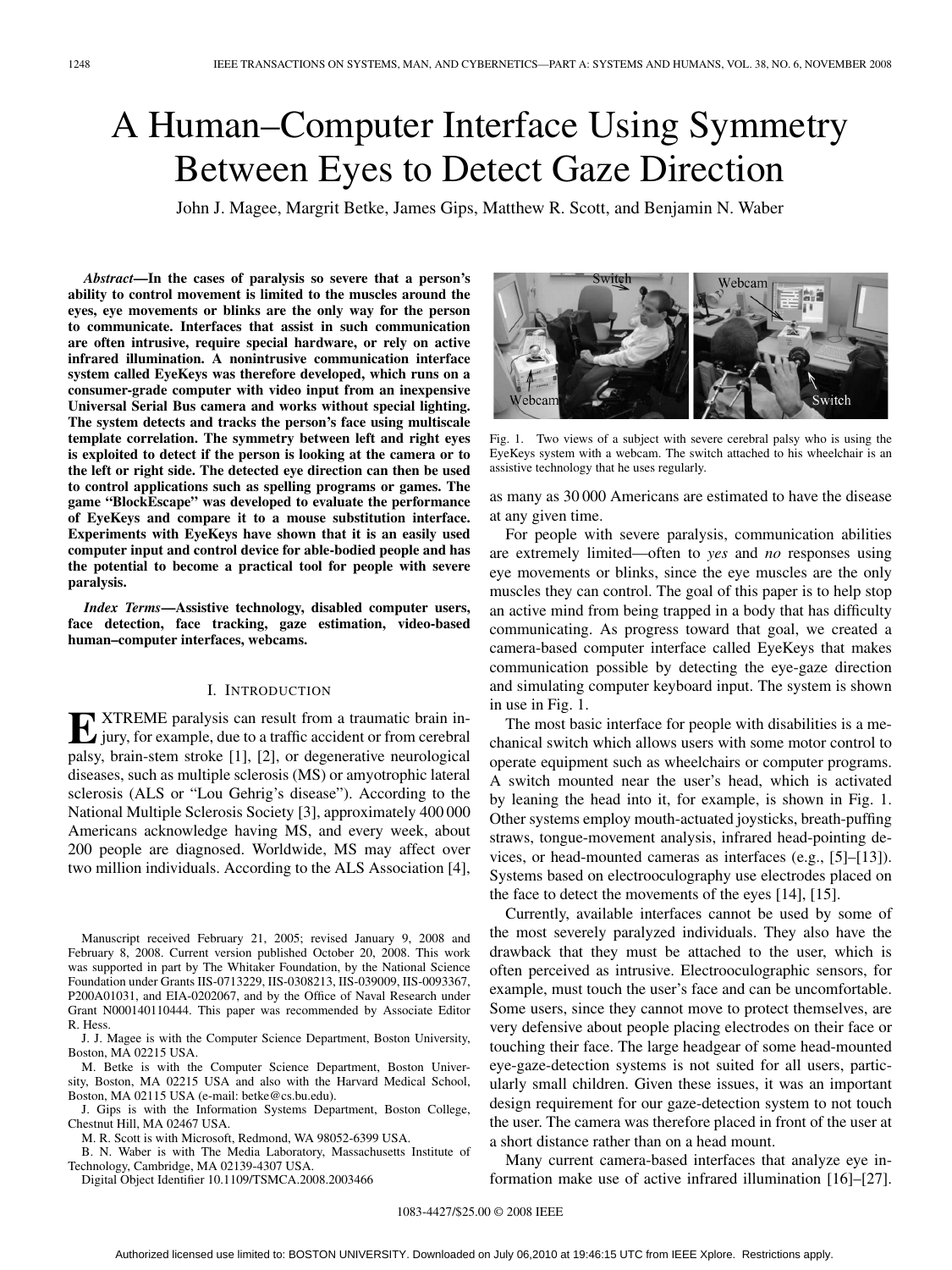# A Human–Computer Interface Using Symmetry Between Eyes to Detect Gaze Direction

John J. Magee, Margrit Betke, James Gips, Matthew R. Scott, and Benjamin N. Waber

***Abstract*—In the cases of paralysis so severe that a person's ability to control movement is limited to the muscles around the eyes, eye movements or blinks are the only way for the person to communicate. Interfaces that assist in such communication are often intrusive, require special hardware, or rely on active infrared illumination. A nonintrusive communication interface system called EyeKeys was therefore developed, which runs on a consumer-grade computer with video input from an inexpensive Universal Serial Bus camera and works without special lighting. The system detects and tracks the person's face using multiscale template correlation. The symmetry between left and right eyes is exploited to detect if the person is looking at the camera or to the left or right side. The detected eye direction can then be used to control applications such as spelling programs or games. The game "BlockEscape" was developed to evaluate the performance of EyeKeys and compare it to a mouse substitution interface. Experiments with EyeKeys have shown that it is an easily used computer input and control device for able-bodied people and has the potential to become a practical tool for people with severe paralysis.**

***Index Terms*—Assistive technology, disabled computer users, face detection, face tracking, gaze estimation, video-based human–computer interfaces, webcams.**

## I. Introduction

EXTREME paralysis can result from a traumatic brain injury, for example, due to a traffic accident or from cerebral palsy, brain-stem stroke [1], [2], or degenerative neurological diseases, such as multiple sclerosis (MS) or amyotrophic lateral sclerosis (ALS or "Lou Gehrig's disease"). According to the National Multiple Sclerosis Society [3], approximately 400 000 Americans acknowledge having MS, and every week, about 200 people are diagnosed. Worldwide, MS may affect over two million individuals. According to the ALS Association [4], as many as 30 000 Americans are estimated to have the disease at any given time.

Fig. 1. Two views of a subject with severe cerebral palsy who is using the EyeKeys system with a webcam. The switch attached to his wheelchair is an assistive technology that he uses regularly.

For people with severe paralysis, communication abilities are extremely limited—often to *yes* and *no* responses using eye movements or blinks, since the eye muscles are the only muscles they can control. The goal of this paper is to help stop an active mind from being trapped in a body that has difficulty communicating. As progress toward that goal, we created a camera-based computer interface called EyeKeys that makes communication possible by detecting the eye-gaze direction and simulating computer keyboard input. The system is shown in use in Fig. 1.

The most basic interface for people with disabilities is a mechanical switch which allows users with some motor control to operate equipment such as wheelchairs or computer programs. A switch mounted near the user's head, which is activated by leaning the head into it, for example, is shown in Fig. 1. Other systems employ mouth-actuated joysticks, breath-puffing straws, tongue-movement analysis, infrared head-pointing devices, or head-mounted cameras as interfaces (e.g., [5]–[13]). Systems based on electrooculography use electrodes placed on the face to detect the movements of the eyes [14], [15].

Currently, available interfaces cannot be used by some of the most severely paralyzed individuals. They also have the drawback that they must be attached to the user, which is often perceived as intrusive. Electrooculographic sensors, for example, must touch the user's face and can be uncomfortable. Some users, since they cannot move to protect themselves, are very defensive about people placing electrodes on their face or touching their face. The large headgear of some head-mounted eye-gaze-detection systems is not suited for all users, particularly small children. Given these issues, it was an important design requirement for our gaze-detection system to not touch the user. The camera was therefore placed in front of the user at a short distance rather than on a head mount.

Many current camera-based interfaces that analyze eye information make use of active infrared illumination [16]–[27].

Manuscript received February 21, 2005; revised January 9, 2008 and February 8, 2008. Current version published October 20, 2008. This work was supported in part by The Whitaker Foundation, by the National Science Foundation under Grants IIS-0713229, IIS-0308213, IIS-039009, IIS-0093367, P200A01031, and EIA-0202067, and by the Office of Naval Research under Grant N000140110444. This paper was recommended by Associate Editor R. Hess.

J. J. Magee is with the Computer Science Department, Boston University, Boston, MA 02215 USA.

M. Betke is with the Computer Science Department, Boston University, Boston, MA 02215 USA and also with the Harvard Medical School, Boston, MA 02115 USA (e-mail: betke@cs.bu.edu).

J. Gips is with the Information Systems Department, Boston College, Chestnut Hill, MA 02467 USA.

M. R. Scott is with Microsoft, Redmond, WA 98052-6399 USA.

B. N. Waber is with The Media Laboratory, Massachusetts Institute of Technology, Cambridge, MA 02139-4307 USA.

Digital Object Identifier 10.1109/TSMCA.2008.2003466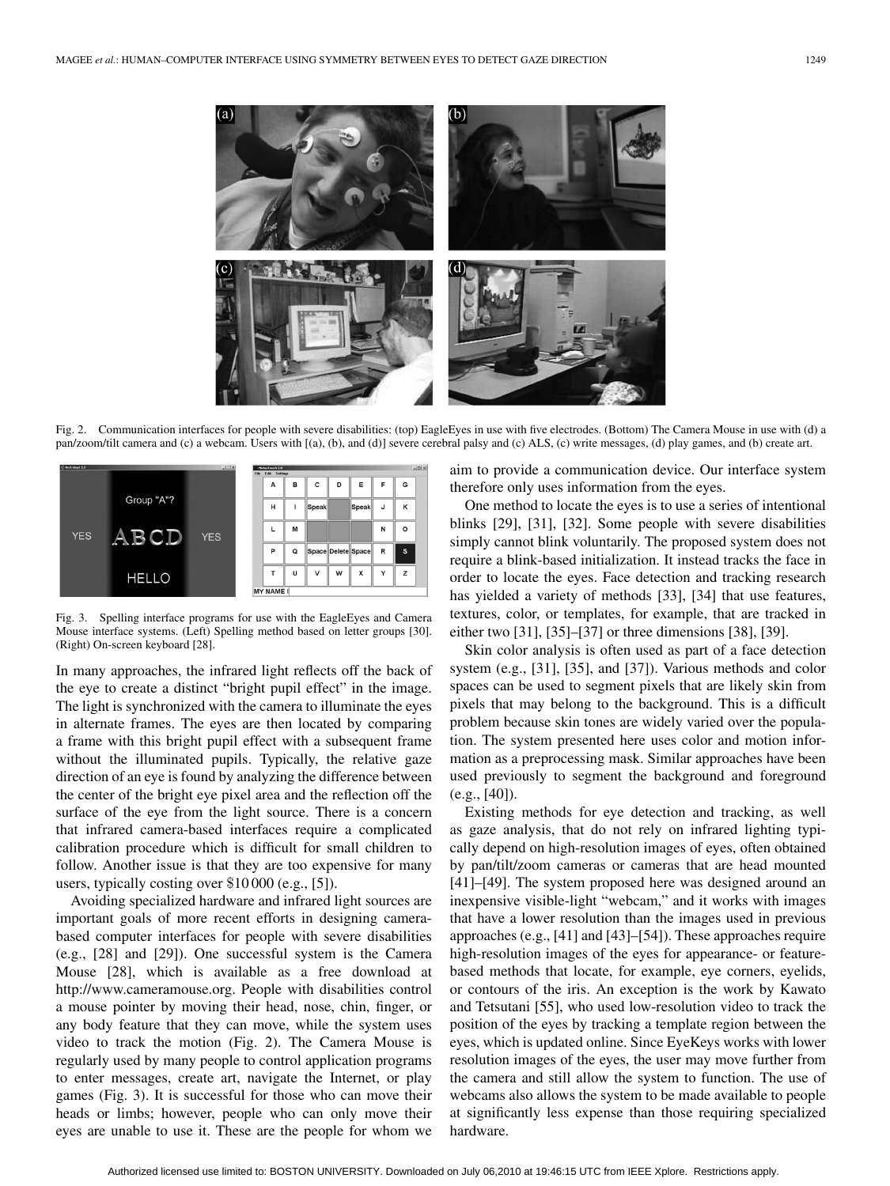Fig. 2. Communication interfaces for people with severe disabilities: (top) EagleEyes in use with five electrodes. (Bottom) The Camera Mouse in use with (d) a pan/zoom/tilt camera and (c) a webcam. Users with [(a), (b), and (d)] severe cerebral palsy and (c) ALS, (c) write messages, (d) play games, and (b) create art.

Fig. 3. Spelling interface programs for use with the EagleEyes and Camera Mouse interface systems. (Left) Spelling method based on letter groups [30]. (Right) On-screen keyboard [28].

In many approaches, the infrared light reflects off the back of the eye to create a distinct "bright pupil effect" in the image. The light is synchronized with the camera to illuminate the eyes in alternate frames. The eyes are then located by comparing a frame with this bright pupil effect with a subsequent frame without the illuminated pupils. Typically, the relative gaze direction of an eye is found by analyzing the difference between the center of the bright eye pixel area and the reflection off the surface of the eye from the light source. There is a concern that infrared camera-based interfaces require a complicated calibration procedure which is difficult for small children to follow. Another issue is that they are too expensive for many users, typically costing over $10 000 (e.g., [5]).

Avoiding specialized hardware and infrared light sources are important goals of more recent efforts in designing camera-based computer interfaces for people with severe disabilities (e.g., [28] and [29]). One successful system is the Camera Mouse [28], which is available as a free download at http://www.cameramouse.org. People with disabilities control a mouse pointer by moving their head, nose, chin, finger, or any body feature that they can move, while the system uses video to track the motion (Fig. 2). The Camera Mouse is regularly used by many people to control application programs to enter messages, create art, navigate the Internet, or play games (Fig. 3). It is successful for those who can move their heads or limbs; however, people who can only move their eyes are unable to use it. These are the people for whom we aim to provide a communication device. Our interface system therefore only uses information from the eyes.

One method to locate the eyes is to use a series of intentional blinks [29], [31], [32]. Some people with severe disabilities simply cannot blink voluntarily. The proposed system does not require a blink-based initialization. It instead tracks the face in order to locate the eyes. Face detection and tracking research has yielded a variety of methods [33], [34] that use features, textures, color, or templates, for example, that are tracked in either two [31], [35]–[37] or three dimensions [38], [39].

Skin color analysis is often used as part of a face detection system (e.g., [31], [35], and [37]). Various methods and color spaces can be used to segment pixels that are likely skin from pixels that may belong to the background. This is a difficult problem because skin tones are widely varied over the population. The system presented here uses color and motion information as a preprocessing mask. Similar approaches have been used previously to segment the background and foreground (e.g., [40]).

Existing methods for eye detection and tracking, as well as gaze analysis, that do not rely on infrared lighting typically depend on high-resolution images of eyes, often obtained by pan/tilt/zoom cameras or cameras that are head mounted [41]–[49]. The system proposed here was designed around an inexpensive visible-light "webcam," and it works with images that have a lower resolution than the images used in previous approaches (e.g., [41] and [43]–[54]). These approaches require high-resolution images of the eyes for appearance- or feature-based methods that locate, for example, eye corners, eyelids, or contours of the iris. An exception is the work by Kawato and Tetsutani [55], who used low-resolution video to track the position of the eyes by tracking a template region between the eyes, which is updated online. Since EyeKeys works with lower resolution images of the eyes, the user may move further from the camera and still allow the system to function. The use of webcams also allows the system to be made available to people at significantly less expense than those requiring specialized hardware.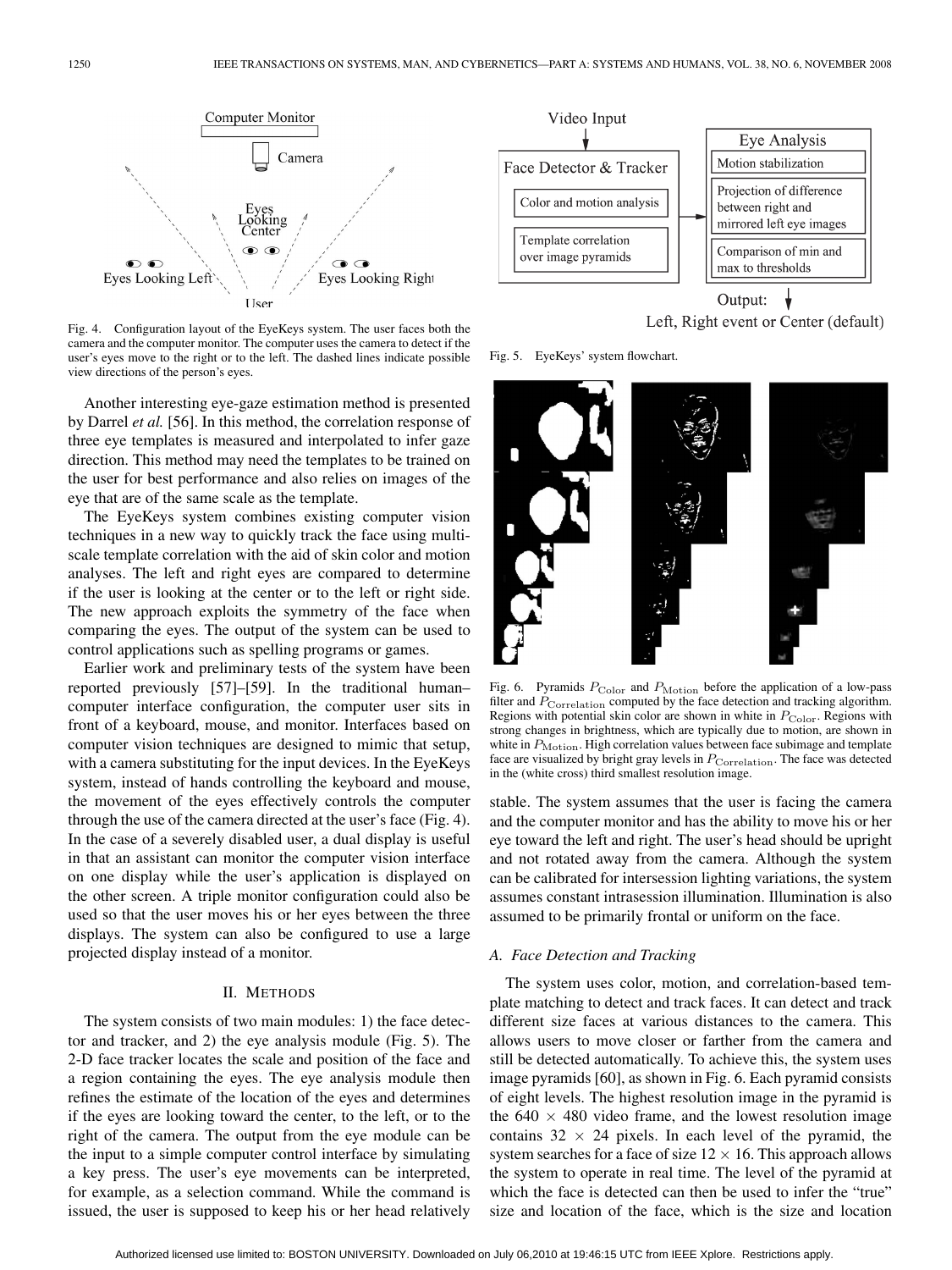Fig. 4. Configuration layout of the EyeKeys system. The user faces both the camera and the computer monitor. The computer uses the camera to detect if the user's eyes move to the right or to the left. The dashed lines indicate possible view directions of the person's eyes.

Another interesting eye-gaze estimation method is presented by Darrel *et al.* [56]. In this method, the correlation response of three eye templates is measured and interpolated to infer gaze direction. This method may need the templates to be trained on the user for best performance and also relies on images of the eye that are of the same scale as the template.

The EyeKeys system combines existing computer vision techniques in a new way to quickly track the face using multi-scale template correlation with the aid of skin color and motion analyses. The left and right eyes are compared to determine if the user is looking at the center or to the left or right side. The new approach exploits the symmetry of the face when comparing the eyes. The output of the system can be used to control applications such as spelling programs or games.

Earlier work and preliminary tests of the system have been reported previously [57]–[59]. In the traditional human–computer interface configuration, the computer user sits in front of a keyboard, mouse, and monitor. Interfaces based on computer vision techniques are designed to mimic that setup, with a camera substituting for the input devices. In the EyeKeys system, instead of hands controlling the keyboard and mouse, the movement of the eyes effectively controls the computer through the use of the camera directed at the user's face (Fig. 4). In the case of a severely disabled user, a dual display is useful in that an assistant can monitor the computer vision interface on one display while the user's application is displayed on the other screen. A triple monitor configuration could also be used so that the user moves his or her eyes between the three displays. The system can also be configured to use a large projected display instead of a monitor.

## II. Methods

The system consists of two main modules: 1) the face detector and tracker, and 2) the eye analysis module (Fig. 5). The 2-D face tracker locates the scale and position of the face and a region containing the eyes. The eye analysis module then refines the estimate of the location of the eyes and determines if the eyes are looking toward the center, to the left, or to the right of the camera. The output from the eye module can be the input to a simple computer control interface by simulating a key press. The user's eye movements can be interpreted, for example, as a selection command. While the command is issued, the user is supposed to keep his or her head relatively stable. The system assumes that the user is facing the camera and the computer monitor and has the ability to move his or her eye toward the left and right. The user's head should be upright and not rotated away from the camera. Although the system can be calibrated for intersession lighting variations, the system assumes constant intrasession illumination. Illumination is also assumed to be primarily frontal or uniform on the face.

Fig. 5. EyeKeys' system flowchart.

Fig. 6. Pyramids $P_{\mathrm{Color}}$ and $P_{\mathrm{Motion}}$ before the application of a low-pass filter and $P_{\mathrm{Correlation}}$ computed by the face detection and tracking algorithm. Regions with potential skin color are shown in white in $P_{\mathrm{Color}}$. Regions with strong changes in brightness, which are typically due to motion, are shown in white in $P_{\mathrm{Motion}}$. High correlation values between face subimage and template face are visualized by bright gray levels in $P_{\mathrm{Correlation}}$. The face was detected in the (white cross) third smallest resolution image.

### A. Face Detection and Tracking

The system uses color, motion, and correlation-based template matching to detect and track faces. It can detect and track different size faces at various distances to the camera. This allows users to move closer or farther from the camera and still be detected automatically. To achieve this, the system uses image pyramids [60], as shown in Fig. 6. Each pyramid consists of eight levels. The highest resolution image in the pyramid is the $640 \times 480$ video frame, and the lowest resolution image contains $32 \times 24$ pixels. In each level of the pyramid, the system searches for a face of size $12 \times 16$. This approach allows the system to operate in real time. The level of the pyramid at which the face is detected can then be used to infer the "true" size and location of the face, which is the size and location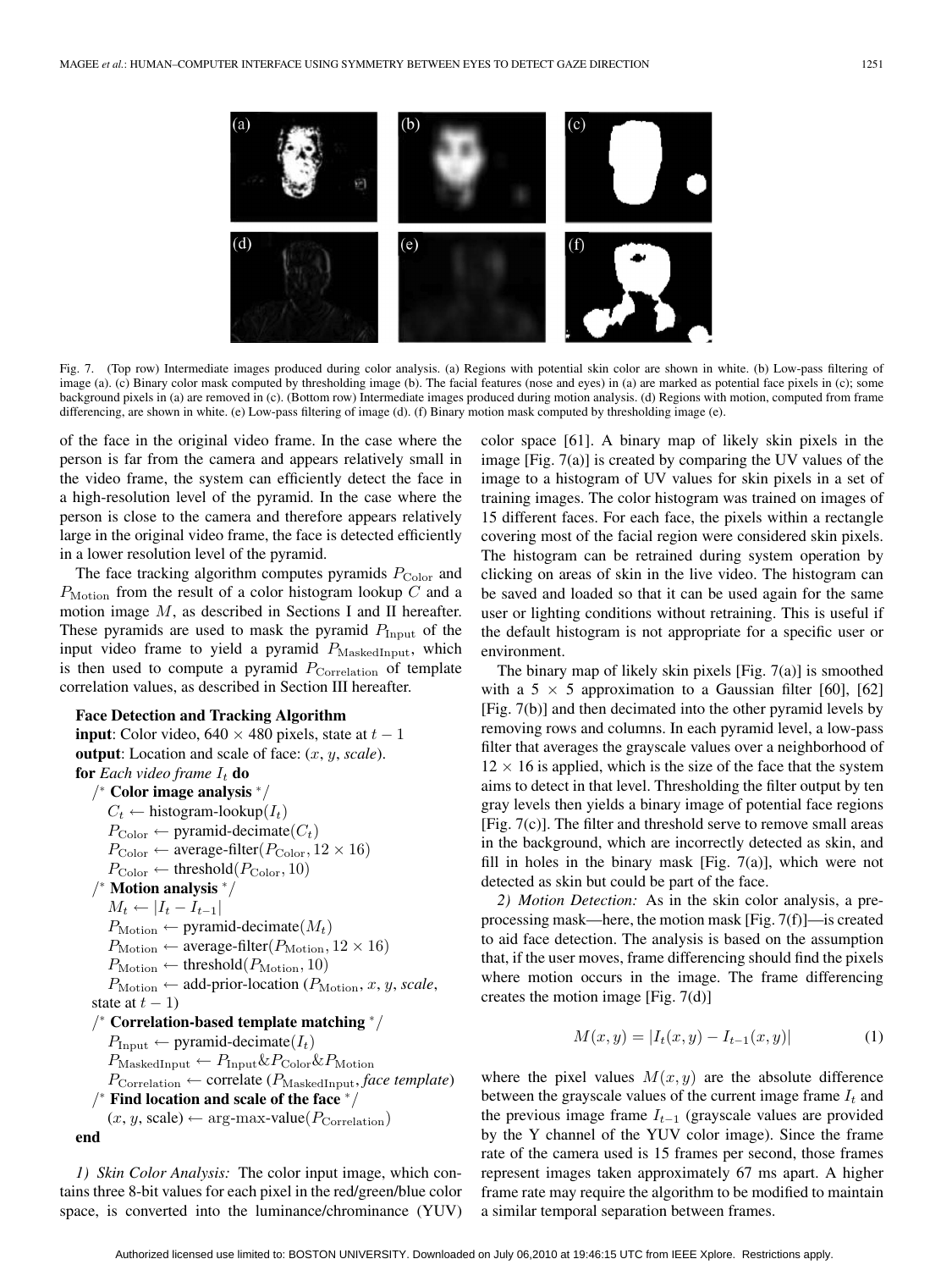Fig. 7. (Top row) Intermediate images produced during color analysis. (a) Regions with potential skin color are shown in white. (b) Low-pass filtering of image (a). (c) Binary color mask computed by thresholding image (b). The facial features (nose and eyes) in (a) are marked as potential face pixels in (c); some background pixels in (a) are removed in (c). (Bottom row) Intermediate images produced during motion analysis. (d) Regions with motion, computed from frame differencing, are shown in white. (e) Low-pass filtering of image (d). (f) Binary motion mask computed by thresholding image (e).

of the face in the original video frame. In the case where the person is far from the camera and appears relatively small in the video frame, the system can efficiently detect the face in a high-resolution level of the pyramid. In the case where the person is close to the camera and therefore appears relatively large in the original video frame, the face is detected efficiently in a lower resolution level of the pyramid.

The face tracking algorithm computes pyramids $P_{\text{Color}}$ and $P_{\text{Motion}}$ from the result of a color histogram lookup $C$ and a motion image $M$, as described in Sections I and II hereafter. These pyramids are used to mask the pyramid $P_{\text{Input}}$ of the input video frame to yield a pyramid $P_{\text{MaskedInput}}$, which is then used to compute a pyramid $P_{\text{Correlation}}$ of template correlation values, as described in Section III hereafter.

**Face Detection and Tracking Algorithm**
**input**: Color video, $640 \times 480$ pixels, state at $t-1$
**output**: Location and scale of face: $(x, y, \textit{scale})$.
**for** *Each video frame* $I_t$ **do**
/* **Color image analysis** */
$C_t \leftarrow$ histogram-lookup$(I_t)$
$P_{\text{Color}} \leftarrow$ pyramid-decimate$(C_t)$
$P_{\text{Color}} \leftarrow$ average-filter$(P_{\text{Color}}, 12 \times 16)$
$P_{\text{Color}} \leftarrow$ threshold$(P_{\text{Color}}, 10)$
/* **Motion analysis** */
$M_t \leftarrow |I_t - I_{t-1}|$
$P_{\text{Motion}} \leftarrow$ pyramid-decimate$(M_t)$
$P_{\text{Motion}} \leftarrow$ average-filter$(P_{\text{Motion}}, 12 \times 16)$
$P_{\text{Motion}} \leftarrow$ threshold$(P_{\text{Motion}}, 10)$
$P_{\text{Motion}} \leftarrow$ add-prior-location $(P_{\text{Motion}}, x, y, \textit{scale}$, state at $t-1)$
/* **Correlation-based template matching** */
$P_{\text{Input}} \leftarrow$ pyramid-decimate$(I_t)$
$P_{\text{MaskedInput}} \leftarrow P_{\text{Input}} \& P_{\text{Color}} \& P_{\text{Motion}}$
$P_{\text{Correlation}} \leftarrow$ correlate $(P_{\text{MaskedInput}}, \textit{face template})$
/* **Find location and scale of the face** */
$(x, y, \text{scale}) \leftarrow \text{arg-max-value}(P_{\text{Correlation}})$
**end**

*1) Skin Color Analysis:* The color input image, which contains three 8-bit values for each pixel in the red/green/blue color space, is converted into the luminance/chrominance (YUV) color space [61]. A binary map of likely skin pixels in the image [Fig. 7(a)] is created by comparing the UV values of the image to a histogram of UV values for skin pixels in a set of training images. The color histogram was trained on images of 15 different faces. For each face, the pixels within a rectangle covering most of the facial region were considered skin pixels. The histogram can be retrained during system operation by clicking on areas of skin in the live video. The histogram can be saved and loaded so that it can be used again for the same user or lighting conditions without retraining. This is useful if the default histogram is not appropriate for a specific user or environment.

The binary map of likely skin pixels [Fig. 7(a)] is smoothed with a $5 \times 5$ approximation to a Gaussian filter [60], [62] [Fig. 7(b)] and then decimated into the other pyramid levels by removing rows and columns. In each pyramid level, a low-pass filter that averages the grayscale values over a neighborhood of $12 \times 16$ is applied, which is the size of the face that the system aims to detect in that level. Thresholding the filter output by ten gray levels then yields a binary image of potential face regions [Fig. 7(c)]. The filter and threshold serve to remove small areas in the background, which are incorrectly detected as skin, and fill in holes in the binary mask [Fig. 7(a)], which were not detected as skin but could be part of the face.

*2) Motion Detection:* As in the skin color analysis, a preprocessing mask—here, the motion mask [Fig. 7(f)]—is created to aid face detection. The analysis is based on the assumption that, if the user moves, frame differencing should find the pixels where motion occurs in the image. The frame differencing creates the motion image [Fig. 7(d)]

$$M(x, y) = |I_t(x, y) - I_{t-1}(x, y)| \tag{1}$$

where the pixel values $M(x, y)$ are the absolute difference between the grayscale values of the current image frame $I_t$ and the previous image frame $I_{t-1}$ (grayscale values are provided by the Y channel of the YUV color image). Since the frame rate of the camera used is 15 frames per second, those frames represent images taken approximately 67 ms apart. A higher frame rate may require the algorithm to be modified to maintain a similar temporal separation between frames.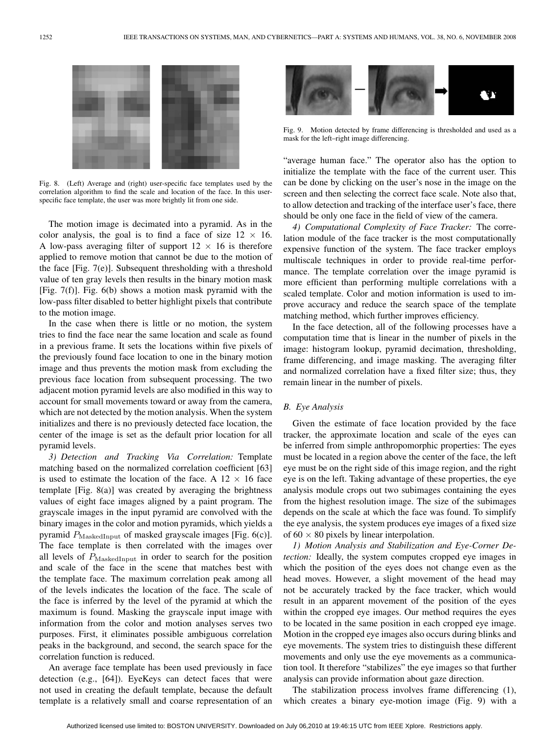Fig. 8. (Left) Average and (right) user-specific face templates used by the correlation algorithm to find the scale and location of the face. In this user-specific face template, the user was more brightly lit from one side.

The motion image is decimated into a pyramid. As in the color analysis, the goal is to find a face of size $12 \times 16$. A low-pass averaging filter of support $12 \times 16$ is therefore applied to remove motion that cannot be due to the motion of the face [Fig. 7(e)]. Subsequent thresholding with a threshold value of ten gray levels then results in the binary motion mask [Fig. 7(f)]. Fig. 6(b) shows a motion mask pyramid with the low-pass filter disabled to better highlight pixels that contribute to the motion image.

In the case when there is little or no motion, the system tries to find the face near the same location and scale as found in a previous frame. It sets the locations within five pixels of the previously found face location to one in the binary motion image and thus prevents the motion mask from excluding the previous face location from subsequent processing. The two adjacent motion pyramid levels are also modified in this way to account for small movements toward or away from the camera, which are not detected by the motion analysis. When the system initializes and there is no previously detected face location, the center of the image is set as the default prior location for all pyramid levels.

*3) Detection and Tracking Via Correlation:* Template matching based on the normalized correlation coefficient [63] is used to estimate the location of the face. A $12 \times 16$ face template [Fig. 8(a)] was created by averaging the brightness values of eight face images aligned by a paint program. The grayscale images in the input pyramid are convolved with the binary images in the color and motion pyramids, which yields a pyramid $P_{\text{MaskedInput}}$ of masked grayscale images [Fig. 6(c)]. The face template is then correlated with the images over all levels of $P_{\text{MaskedInput}}$ in order to search for the position and scale of the face in the scene that matches best with the template face. The maximum correlation peak among all of the levels indicates the location of the face. The scale of the face is inferred by the level of the pyramid at which the maximum is found. Masking the grayscale input image with information from the color and motion analyses serves two purposes. First, it eliminates possible ambiguous correlation peaks in the background, and second, the search space for the correlation function is reduced.

An average face template has been used previously in face detection (e.g., [64]). EyeKeys can detect faces that were not used in creating the default template, because the default template is a relatively small and coarse representation of an "average human face." The operator also has the option to initialize the template with the face of the current user. This can be done by clicking on the user's nose in the image on the screen and then selecting the correct face scale. Note also that, to allow detection and tracking of the interface user's face, there should be only one face in the field of view of the camera.

Fig. 9. Motion detected by frame differencing is thresholded and used as a mask for the left–right image differencing.

*4) Computational Complexity of Face Tracker:* The correlation module of the face tracker is the most computationally expensive function of the system. The face tracker employs multiscale techniques in order to provide real-time performance. The template correlation over the image pyramid is more efficient than performing multiple correlations with a scaled template. Color and motion information is used to improve accuracy and reduce the search space of the template matching method, which further improves efficiency.

In the face detection, all of the following processes have a computation time that is linear in the number of pixels in the image: histogram lookup, pyramid decimation, thresholding, frame differencing, and image masking. The averaging filter and normalized correlation have a fixed filter size; thus, they remain linear in the number of pixels.

### B. Eye Analysis

Given the estimate of face location provided by the face tracker, the approximate location and scale of the eyes can be inferred from simple anthropomorphic properties: The eyes must be located in a region above the center of the face, the left eye must be on the right side of this image region, and the right eye is on the left. Taking advantage of these properties, the eye analysis module crops out two subimages containing the eyes from the highest resolution image. The size of the subimages depends on the scale at which the face was found. To simplify the eye analysis, the system produces eye images of a fixed size of $60 \times 80$ pixels by linear interpolation.

*1) Motion Analysis and Stabilization and Eye-Corner Detection:* Ideally, the system computes cropped eye images in which the position of the eyes does not change even as the head moves. However, a slight movement of the head may not be accurately tracked by the face tracker, which would result in an apparent movement of the position of the eyes within the cropped eye images. Our method requires the eyes to be located in the same position in each cropped eye image. Motion in the cropped eye images also occurs during blinks and eye movements. The system tries to distinguish these different movements and only use the eye movements as a communication tool. It therefore "stabilizes" the eye images so that further analysis can provide information about gaze direction.

The stabilization process involves frame differencing (1), which creates a binary eye-motion image (Fig. 9) with a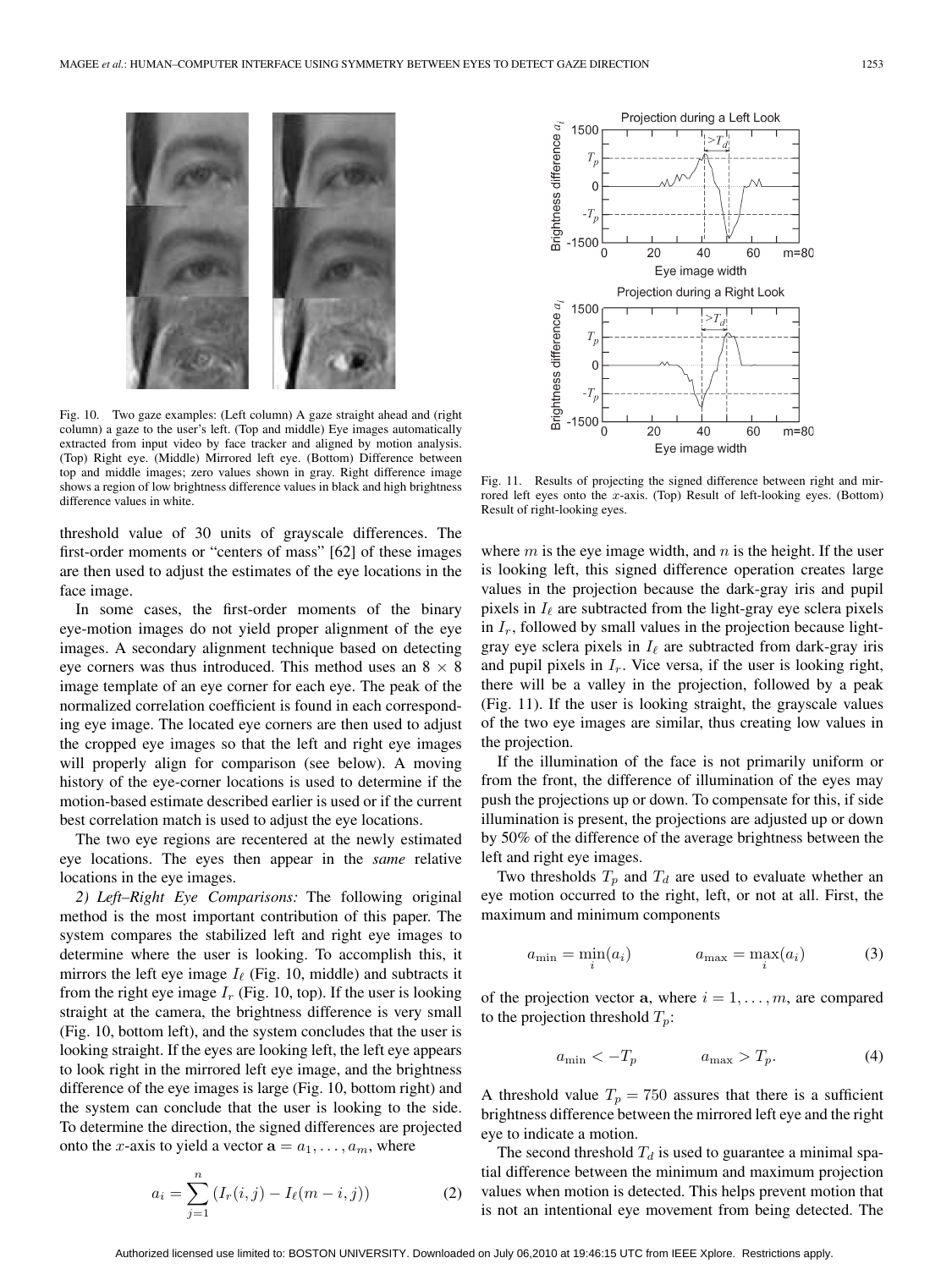Fig. 10. Two gaze examples: (Left column) A gaze straight ahead and (right column) a gaze to the user's left. (Top and middle) Eye images automatically extracted from input video by face tracker and aligned by motion analysis. (Top) Right eye. (Middle) Mirrored left eye. (Bottom) Difference between top and middle images; zero values shown in gray. Right difference image shows a region of low brightness difference values in black and high brightness difference values in white.

threshold value of 30 units of grayscale differences. The first-order moments or "centers of mass" [62] of these images are then used to adjust the estimates of the eye locations in the face image.

In some cases, the first-order moments of the binary eye-motion images do not yield proper alignment of the eye images. A secondary alignment technique based on detecting eye corners was thus introduced. This method uses an $8 \times 8$ image template of an eye corner for each eye. The peak of the normalized correlation coefficient is found in each corresponding eye image. The located eye corners are then used to adjust the cropped eye images so that the left and right eye images will properly align for comparison (see below). A moving history of the eye-corner locations is used to determine if the motion-based estimate described earlier is used or if the current best correlation match is used to adjust the eye locations.

The two eye regions are recentered at the newly estimated eye locations. The eyes then appear in the *same* relative locations in the eye images.

*2) Left–Right Eye Comparisons:* The following original method is the most important contribution of this paper. The system compares the stabilized left and right eye images to determine where the user is looking. To accomplish this, it mirrors the left eye image $I_\ell$ (Fig. 10, middle) and subtracts it from the right eye image $I_r$ (Fig. 10, top). If the user is looking straight at the camera, the brightness difference is very small (Fig. 10, bottom left), and the system concludes that the user is looking straight. If the eyes are looking left, the left eye appears to look right in the mirrored left eye image, and the brightness difference of the eye images is large (Fig. 10, bottom right) and the system can conclude that the user is looking to the side. To determine the direction, the signed differences are projected onto the $x$-axis to yield a vector $\mathbf{a} = a_1, \ldots, a_m$, where

$$a_i = \sum_{j=1}^{n} \left(I_r(i,j) - I_\ell(m-i,j)\right) \tag{2}$$

Fig. 11. Results of projecting the signed difference between right and mirrored left eyes onto the $x$-axis. (Top) Result of left-looking eyes. (Bottom) Result of right-looking eyes.

where $m$ is the eye image width, and $n$ is the height. If the user is looking left, this signed difference operation creates large values in the projection because the dark-gray iris and pupil pixels in $I_\ell$ are subtracted from the light-gray eye sclera pixels in $I_r$, followed by small values in the projection because light-gray eye sclera pixels in $I_\ell$ are subtracted from dark-gray iris and pupil pixels in $I_r$. Vice versa, if the user is looking right, there will be a valley in the projection, followed by a peak (Fig. 11). If the user is looking straight, the grayscale values of the two eye images are similar, thus creating low values in the projection.

If the illumination of the face is not primarily uniform or from the front, the difference of illumination of the eyes may push the projections up or down. To compensate for this, if side illumination is present, the projections are adjusted up or down by 50% of the difference of the average brightness between the left and right eye images.

Two thresholds $T_p$ and $T_d$ are used to evaluate whether an eye motion occurred to the right, left, or not at all. First, the maximum and minimum components

$$a_{\min} = \min_i(a_i) \qquad\qquad a_{\max} = \max_i(a_i) \tag{3}$$

of the projection vector $\mathbf{a}$, where $i = 1, \ldots, m$, are compared to the projection threshold $T_p$:

$$a_{\min} < -T_p \qquad\qquad a_{\max} > T_p. \tag{4}$$

A threshold value $T_p = 750$ assures that there is a sufficient brightness difference between the mirrored left eye and the right eye to indicate a motion.

The second threshold $T_d$ is used to guarantee a minimal spatial difference between the minimum and maximum projection values when motion is detected. This helps prevent motion that is not an intentional eye movement from being detected. The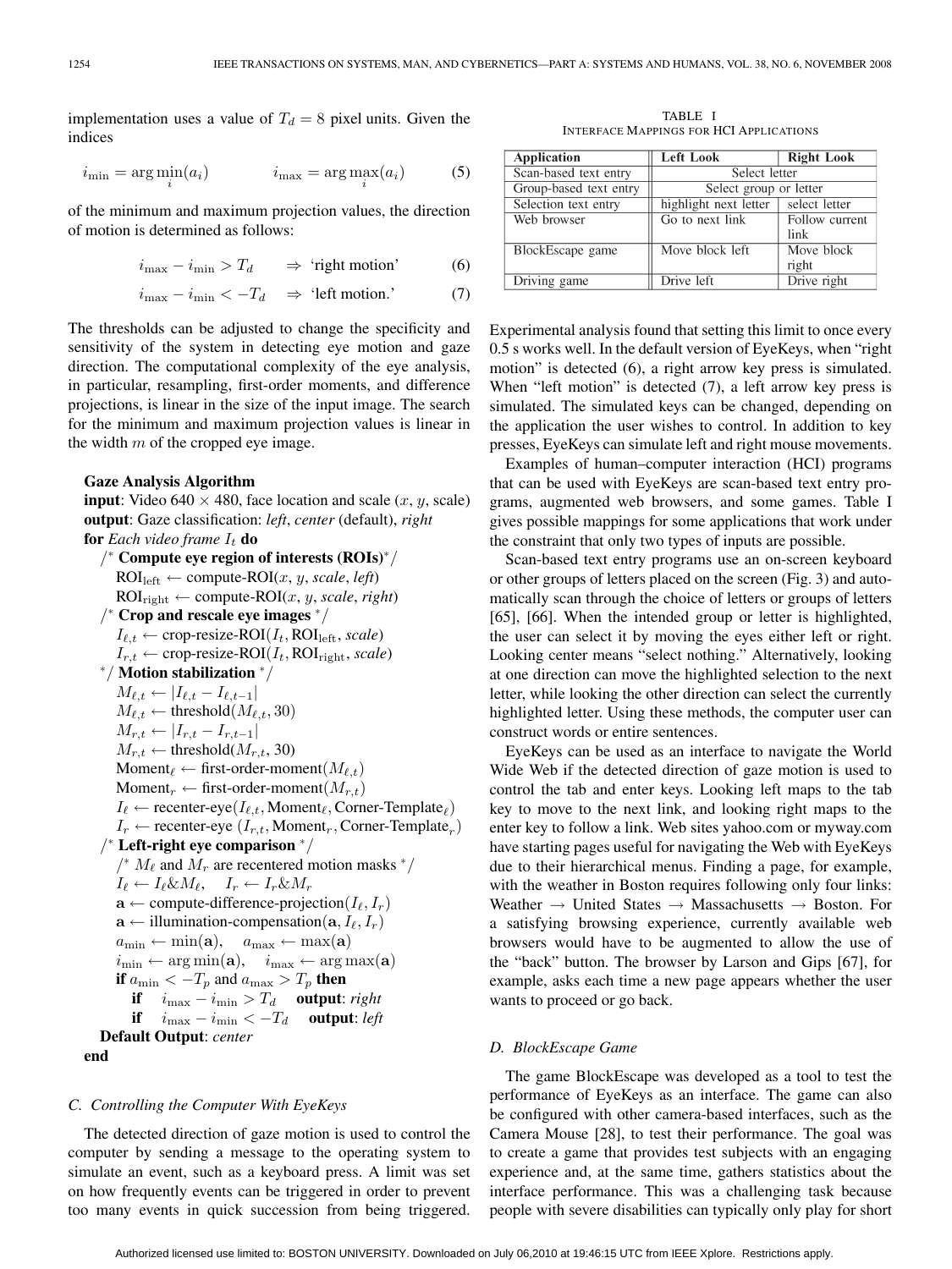implementation uses a value of $T_d = 8$ pixel units. Given the indices

$$i_{\min} = \arg\min_i(a_i) \qquad i_{\max} = \arg\max_i(a_i) \tag{5}$$

of the minimum and maximum projection values, the direction of motion is determined as follows:

$$i_{\max} - i_{\min} > T_d \quad \Rightarrow \text{ 'right motion'} \tag{6}$$

$$i_{\max} - i_{\min} < -T_d \quad \Rightarrow \text{ 'left motion.'} \tag{7}$$

The thresholds can be adjusted to change the specificity and sensitivity of the system in detecting eye motion and gaze direction. The computational complexity of the eye analysis, in particular, resampling, first-order moments, and difference projections, is linear in the size of the input image. The search for the minimum and maximum projection values is linear in the width $m$ of the cropped eye image.

**Gaze Analysis Algorithm**

**input**: Video 640 × 480, face location and scale ($x$, $y$, scale)
**output**: Gaze classification: *left*, *center* (default), *right*
**for** *Each video frame* $I_t$ **do**
  /* **Compute eye region of interests (ROIs)** */
  $\text{ROI}_{\text{left}} \leftarrow$ compute-ROI($x$, $y$, *scale*, *left*)
  $\text{ROI}_{\text{right}} \leftarrow$ compute-ROI($x$, $y$, *scale*, *right*)
  /* **Crop and rescale eye images** */
  $I_{\ell,t} \leftarrow$ crop-resize-ROI($I_t$, $\text{ROI}_{\text{left}}$, *scale*)
  $I_{r,t} \leftarrow$ crop-resize-ROI($I_t$, $\text{ROI}_{\text{right}}$, *scale*)
  */ **Motion stabilization** */
  $M_{\ell,t} \leftarrow |I_{\ell,t} - I_{\ell,t-1}|$
  $M_{\ell,t} \leftarrow$ threshold($M_{\ell,t}$, 30)
  $M_{r,t} \leftarrow |I_{r,t} - I_{r,t-1}|$
  $M_{r,t} \leftarrow$ threshold($M_{r,t}$, 30)
  $\text{Moment}_\ell \leftarrow$ first-order-moment($M_{\ell,t}$)
  $\text{Moment}_r \leftarrow$ first-order-moment($M_{r,t}$)
  $I_\ell \leftarrow$ recenter-eye($I_{\ell,t}$, $\text{Moment}_\ell$, $\text{Corner-Template}_\ell$)
  $I_r \leftarrow$ recenter-eye ($I_{r,t}$, $\text{Moment}_r$, $\text{Corner-Template}_r$)
  /* **Left-right eye comparison** */
  /* $M_\ell$ and $M_r$ are recentered motion masks */
  $I_\ell \leftarrow I_\ell \& M_\ell$,  $I_r \leftarrow I_r \& M_r$
  $\mathbf{a} \leftarrow$ compute-difference-projection($I_\ell$, $I_r$)
  $\mathbf{a} \leftarrow$ illumination-compensation($\mathbf{a}$, $I_\ell$, $I_r$)
  $a_{\min} \leftarrow \min(\mathbf{a})$,  $a_{\max} \leftarrow \max(\mathbf{a})$
  $i_{\min} \leftarrow \arg\min(\mathbf{a})$,  $i_{\max} \leftarrow \arg\max(\mathbf{a})$
  **if** $a_{\min} < -T_p$ and $a_{\max} > T_p$ **then**
    **if** $i_{\max} - i_{\min} > T_d$ **output**: *right*
    **if** $i_{\max} - i_{\min} < -T_d$ **output**: *left*
 **Default Output**: *center*
**end**

### C. Controlling the Computer With EyeKeys

The detected direction of gaze motion is used to control the computer by sending a message to the operating system to simulate an event, such as a keyboard press. A limit was set on how frequently events can be triggered in order to prevent too many events in quick succession from being triggered. Experimental analysis found that setting this limit to once every 0.5 s works well. In the default version of EyeKeys, when "right motion" is detected (6), a right arrow key press is simulated. When "left motion" is detected (7), a left arrow key press is simulated. The simulated keys can be changed, depending on the application the user wishes to control. In addition to key presses, EyeKeys can simulate left and right mouse movements.

TABLE I
INTERFACE MAPPINGS FOR HCI APPLICATIONS

| Application | Left Look | Right Look |
|---|---|---|
| Scan-based text entry | Select letter | |
| Group-based text entry | Select group or letter | |
| Selection text entry | highlight next letter | select letter |
| Web browser | Go to next link | Follow current link |
| BlockEscape game | Move block left | Move block right |
| Driving game | Drive left | Drive right |

Examples of human–computer interaction (HCI) programs that can be used with EyeKeys are scan-based text entry programs, augmented web browsers, and some games. Table I gives possible mappings for some applications that work under the constraint that only two types of inputs are possible.

Scan-based text entry programs use an on-screen keyboard or other groups of letters placed on the screen (Fig. 3) and automatically scan through the choice of letters or groups of letters [65], [66]. When the intended group or letter is highlighted, the user can select it by moving the eyes either left or right. Looking center means "select nothing." Alternatively, looking at one direction can move the highlighted selection to the next letter, while looking the other direction can select the currently highlighted letter. Using these methods, the computer user can construct words or entire sentences.

EyeKeys can be used as an interface to navigate the World Wide Web if the detected direction of gaze motion is used to control the tab and enter keys. Looking left maps to the tab key to move to the next link, and looking right maps to the enter key to follow a link. Web sites yahoo.com or myway.com have starting pages useful for navigating the Web with EyeKeys due to their hierarchical menus. Finding a page, for example, with the weather in Boston requires following only four links: Weather → United States → Massachusetts → Boston. For a satisfying browsing experience, currently available web browsers would have to be augmented to allow the use of the "back" button. The browser by Larson and Gips [67], for example, asks each time a new page appears whether the user wants to proceed or go back.

### D. BlockEscape Game

The game BlockEscape was developed as a tool to test the performance of EyeKeys as an interface. The game can also be configured with other camera-based interfaces, such as the Camera Mouse [28], to test their performance. The goal was to create a game that provides test subjects with an engaging experience and, at the same time, gathers statistics about the interface performance. This was a challenging task because people with severe disabilities can typically only play for short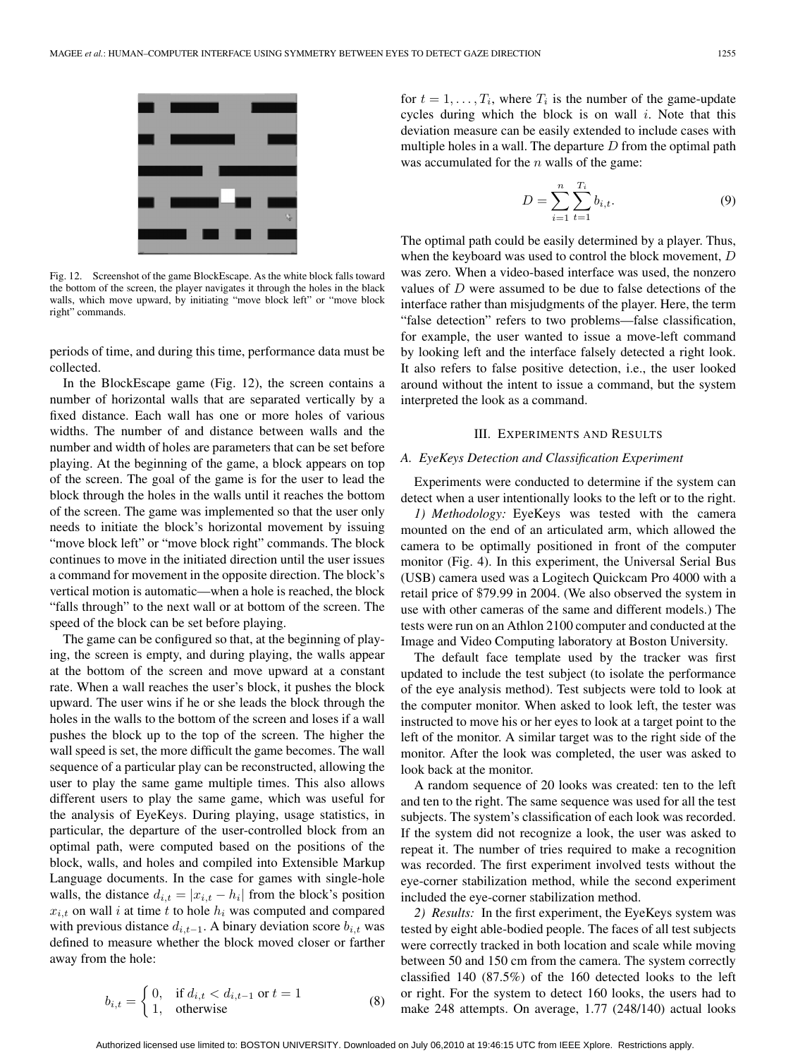Fig. 12. Screenshot of the game BlockEscape. As the white block falls toward the bottom of the screen, the player navigates it through the holes in the black walls, which move upward, by initiating "move block left" or "move block right" commands.

periods of time, and during this time, performance data must be collected.

In the BlockEscape game (Fig. 12), the screen contains a number of horizontal walls that are separated vertically by a fixed distance. Each wall has one or more holes of various widths. The number of and distance between walls and the number and width of holes are parameters that can be set before playing. At the beginning of the game, a block appears on top of the screen. The goal of the game is for the user to lead the block through the holes in the walls until it reaches the bottom of the screen. The game was implemented so that the user only needs to initiate the block's horizontal movement by issuing "move block left" or "move block right" commands. The block continues to move in the initiated direction until the user issues a command for movement in the opposite direction. The block's vertical motion is automatic—when a hole is reached, the block "falls through" to the next wall or at bottom of the screen. The speed of the block can be set before playing.

The game can be configured so that, at the beginning of playing, the screen is empty, and during playing, the walls appear at the bottom of the screen and move upward at a constant rate. When a wall reaches the user's block, it pushes the block upward. The user wins if he or she leads the block through the holes in the walls to the bottom of the screen and loses if a wall pushes the block up to the top of the screen. The higher the wall speed is set, the more difficult the game becomes. The wall sequence of a particular play can be reconstructed, allowing the user to play the same game multiple times. This also allows different users to play the same game, which was useful for the analysis of EyeKeys. During playing, usage statistics, in particular, the departure of the user-controlled block from an optimal path, were computed based on the positions of the block, walls, and holes and compiled into Extensible Markup Language documents. In the case for games with single-hole walls, the distance $d_{i,t} = |x_{i,t} - h_i|$ from the block's position $x_{i,t}$ on wall $i$ at time $t$ to hole $h_i$ was computed and compared with previous distance $d_{i,t-1}$. A binary deviation score $b_{i,t}$ was defined to measure whether the block moved closer or farther away from the hole:

$$b_{i,t} = \begin{cases} 0, & \text{if } d_{i,t} < d_{i,t-1} \text{ or } t = 1 \\ 1, & \text{otherwise} \end{cases} \tag{8}$$

for $t = 1, \ldots, T_i$, where $T_i$ is the number of the game-update cycles during which the block is on wall $i$. Note that this deviation measure can be easily extended to include cases with multiple holes in a wall. The departure $D$ from the optimal path was accumulated for the $n$ walls of the game:

$$D = \sum_{i=1}^{n} \sum_{t=1}^{T_i} b_{i,t}. \tag{9}$$

The optimal path could be easily determined by a player. Thus, when the keyboard was used to control the block movement, $D$ was zero. When a video-based interface was used, the nonzero values of $D$ were assumed to be due to false detections of the interface rather than misjudgments of the player. Here, the term "false detection" refers to two problems—false classification, for example, the user wanted to issue a move-left command by looking left and the interface falsely detected a right look. It also refers to false positive detection, i.e., the user looked around without the intent to issue a command, but the system interpreted the look as a command.

## III. Experiments and Results

### *A. EyeKeys Detection and Classification Experiment*

Experiments were conducted to determine if the system can detect when a user intentionally looks to the left or to the right.

*1) Methodology:* EyeKeys was tested with the camera mounted on the end of an articulated arm, which allowed the camera to be optimally positioned in front of the computer monitor (Fig. 4). In this experiment, the Universal Serial Bus (USB) camera used was a Logitech Quickcam Pro 4000 with a retail price of $79.99 in 2004. (We also observed the system in use with other cameras of the same and different models.) The tests were run on an Athlon 2100 computer and conducted at the Image and Video Computing laboratory at Boston University.

The default face template used by the tracker was first updated to include the test subject (to isolate the performance of the eye analysis method). Test subjects were told to look at the computer monitor. When asked to look left, the tester was instructed to move his or her eyes to look at a target point to the left of the monitor. A similar target was to the right side of the monitor. After the look was completed, the user was asked to look back at the monitor.

A random sequence of 20 looks was created: ten to the left and ten to the right. The same sequence was used for all the test subjects. The system's classification of each look was recorded. If the system did not recognize a look, the user was asked to repeat it. The number of tries required to make a recognition was recorded. The first experiment involved tests without the eye-corner stabilization method, while the second experiment included the eye-corner stabilization method.

*2) Results:* In the first experiment, the EyeKeys system was tested by eight able-bodied people. The faces of all test subjects were correctly tracked in both location and scale while moving between 50 and 150 cm from the camera. The system correctly classified 140 (87.5%) of the 160 detected looks to the left or right. For the system to detect 160 looks, the users had to make 248 attempts. On average, 1.77 (248/140) actual looks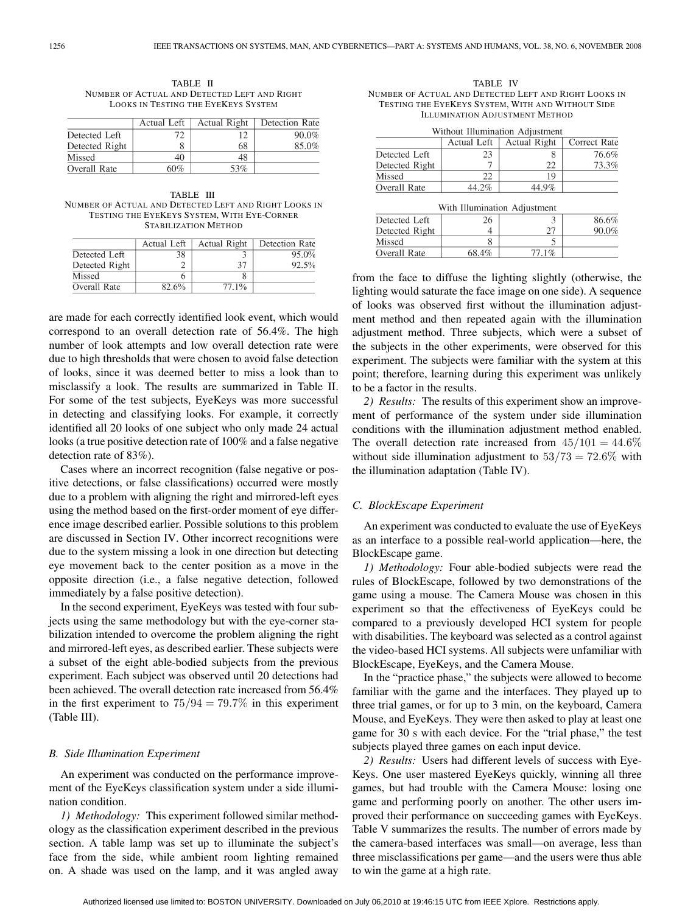TABLE II
NUMBER OF ACTUAL AND DETECTED LEFT AND RIGHT LOOKS IN TESTING THE EYEKEYS SYSTEM

| | Actual Left | Actual Right | Detection Rate |
|---|---|---|---|
| Detected Left | 72 | 12 | 90.0% |
| Detected Right | 8 | 68 | 85.0% |
| Missed | 40 | 48 | |
| Overall Rate | 60% | 53% | |

TABLE III
NUMBER OF ACTUAL AND DETECTED LEFT AND RIGHT LOOKS IN TESTING THE EYEKEYS SYSTEM, WITH EYE-CORNER STABILIZATION METHOD

| | Actual Left | Actual Right | Detection Rate |
|---|---|---|---|
| Detected Left | 38 | 3 | 95.0% |
| Detected Right | 2 | 37 | 92.5% |
| Missed | 6 | 8 | |
| Overall Rate | 82.6% | 77.1% | |

are made for each correctly identified look event, which would correspond to an overall detection rate of 56.4%. The high number of look attempts and low overall detection rate were due to high thresholds that were chosen to avoid false detection of looks, since it was deemed better to miss a look than to misclassify a look. The results are summarized in Table II. For some of the test subjects, EyeKeys was more successful in detecting and classifying looks. For example, it correctly identified all 20 looks of one subject who only made 24 actual looks (a true positive detection rate of 100% and a false negative detection rate of 83%).

Cases where an incorrect recognition (false negative or positive detections, or false classifications) occurred were mostly due to a problem with aligning the right and mirrored-left eyes using the method based on the first-order moment of eye difference image described earlier. Possible solutions to this problem are discussed in Section IV. Other incorrect recognitions were due to the system missing a look in one direction but detecting eye movement back to the center position as a move in the opposite direction (i.e., a false negative detection, followed immediately by a false positive detection).

In the second experiment, EyeKeys was tested with four subjects using the same methodology but with the eye-corner stabilization intended to overcome the problem aligning the right and mirrored-left eyes, as described earlier. These subjects were a subset of the eight able-bodied subjects from the previous experiment. Each subject was observed until 20 detections had been achieved. The overall detection rate increased from 56.4% in the first experiment to $75/94 = 79.7\%$ in this experiment (Table III).

### *B. Side Illumination Experiment*

An experiment was conducted on the performance improvement of the EyeKeys classification system under a side illumination condition.

*1) Methodology:* This experiment followed similar methodology as the classification experiment described in the previous section. A table lamp was set up to illuminate the subject's face from the side, while ambient room lighting remained on. A shade was used on the lamp, and it was angled away from the face to diffuse the lighting slightly (otherwise, the lighting would saturate the face image on one side). A sequence of looks was observed first without the illumination adjustment method and then repeated again with the illumination adjustment method. Three subjects, which were a subset of the subjects in the other experiments, were observed for this experiment. The subjects were familiar with the system at this point; therefore, learning during this experiment was unlikely to be a factor in the results.

TABLE IV
NUMBER OF ACTUAL AND DETECTED LEFT AND RIGHT LOOKS IN TESTING THE EYEKEYS SYSTEM, WITH AND WITHOUT SIDE ILLUMINATION ADJUSTMENT METHOD

| Without Illumination Adjustment | | | |
|---|---|---|---|
| | Actual Left | Actual Right | Correct Rate |
| Detected Left | 23 | 8 | 76.6% |
| Detected Right | 7 | 22 | 73.3% |
| Missed | 22 | 19 | |
| Overall Rate | 44.2% | 44.9% | |
| **With Illumination Adjustment** | | | |
| Detected Left | 26 | 3 | 86.6% |
| Detected Right | 4 | 27 | 90.0% |
| Missed | 8 | 5 | |
| Overall Rate | 68.4% | 77.1% | |

*2) Results:* The results of this experiment show an improvement of performance of the system under side illumination conditions with the illumination adjustment method enabled. The overall detection rate increased from $45/101 = 44.6\%$ without side illumination adjustment to $53/73 = 72.6\%$ with the illumination adaptation (Table IV).

### *C. BlockEscape Experiment*

An experiment was conducted to evaluate the use of EyeKeys as an interface to a possible real-world application—here, the BlockEscape game.

*1) Methodology:* Four able-bodied subjects were read the rules of BlockEscape, followed by two demonstrations of the game using a mouse. The Camera Mouse was chosen in this experiment so that the effectiveness of EyeKeys could be compared to a previously developed HCI system for people with disabilities. The keyboard was selected as a control against the video-based HCI systems. All subjects were unfamiliar with BlockEscape, EyeKeys, and the Camera Mouse.

In the "practice phase," the subjects were allowed to become familiar with the game and the interfaces. They played up to three trial games, or for up to 3 min, on the keyboard, Camera Mouse, and EyeKeys. They were then asked to play at least one game for 30 s with each device. For the "trial phase," the test subjects played three games on each input device.

*2) Results:* Users had different levels of success with EyeKeys. One user mastered EyeKeys quickly, winning all three games, but had trouble with the Camera Mouse: losing one game and performing poorly on another. The other users improved their performance on succeeding games with EyeKeys. Table V summarizes the results. The number of errors made by the camera-based interfaces was small—on average, less than three misclassifications per game—and the users were thus able to win the game at a high rate.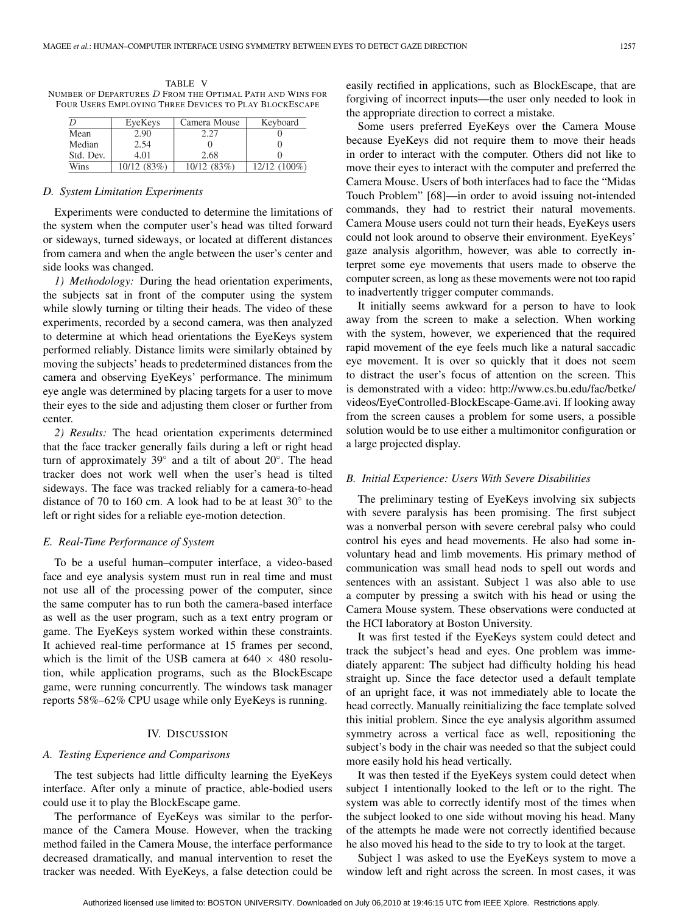TABLE V
NUMBER OF DEPARTURES $D$ FROM THE OPTIMAL PATH AND WINS FOR FOUR USERS EMPLOYING THREE DEVICES TO PLAY BLOCKESCAPE

| $D$ | EyeKeys | Camera Mouse | Keyboard |
|---|---|---|---|
| Mean | 2.90 | 2.27 | 0 |
| Median | 2.54 | 0 | 0 |
| Std. Dev. | 4.01 | 2.68 | 0 |
| Wins | 10/12 (83%) | 10/12 (83%) | 12/12 (100%) |

### D. System Limitation Experiments

Experiments were conducted to determine the limitations of the system when the computer user's head was tilted forward or sideways, turned sideways, or located at different distances from camera and when the angle between the user's center and side looks was changed.

*1) Methodology:* During the head orientation experiments, the subjects sat in front of the computer using the system while slowly turning or tilting their heads. The video of these experiments, recorded by a second camera, was then analyzed to determine at which head orientations the EyeKeys system performed reliably. Distance limits were similarly obtained by moving the subjects' heads to predetermined distances from the camera and observing EyeKeys' performance. The minimum eye angle was determined by placing targets for a user to move their eyes to the side and adjusting them closer or further from center.

*2) Results:* The head orientation experiments determined that the face tracker generally fails during a left or right head turn of approximately $39^\circ$ and a tilt of about $20^\circ$. The head tracker does not work well when the user's head is tilted sideways. The face was tracked reliably for a camera-to-head distance of 70 to 160 cm. A look had to be at least $30^\circ$ to the left or right sides for a reliable eye-motion detection.

### E. Real-Time Performance of System

To be a useful human–computer interface, a video-based face and eye analysis system must run in real time and must not use all of the processing power of the computer, since the same computer has to run both the camera-based interface as well as the user program, such as a text entry program or game. The EyeKeys system worked within these constraints. It achieved real-time performance at 15 frames per second, which is the limit of the USB camera at $640 \times 480$ resolution, while application programs, such as the BlockEscape game, were running concurrently. The windows task manager reports 58%–62% CPU usage while only EyeKeys is running.

## IV. DISCUSSION

### A. Testing Experience and Comparisons

The test subjects had little difficulty learning the EyeKeys interface. After only a minute of practice, able-bodied users could use it to play the BlockEscape game.

The performance of EyeKeys was similar to the performance of the Camera Mouse. However, when the tracking method failed in the Camera Mouse, the interface performance decreased dramatically, and manual intervention to reset the tracker was needed. With EyeKeys, a false detection could be easily rectified in applications, such as BlockEscape, that are forgiving of incorrect inputs—the user only needed to look in the appropriate direction to correct a mistake.

Some users preferred EyeKeys over the Camera Mouse because EyeKeys did not require them to move their heads in order to interact with the computer. Others did not like to move their eyes to interact with the computer and preferred the Camera Mouse. Users of both interfaces had to face the "Midas Touch Problem" [68]—in order to avoid issuing not-intended commands, they had to restrict their natural movements. Camera Mouse users could not turn their heads, EyeKeys users could not look around to observe their environment. EyeKeys' gaze analysis algorithm, however, was able to correctly interpret some eye movements that users made to observe the computer screen, as long as these movements were not too rapid to inadvertently trigger computer commands.

It initially seems awkward for a person to have to look away from the screen to make a selection. When working with the system, however, we experienced that the required rapid movement of the eye feels much like a natural saccadic eye movement. It is over so quickly that it does not seem to distract the user's focus of attention on the screen. This is demonstrated with a video: http://www.cs.bu.edu/fac/betke/videos/EyeControlled-BlockEscape-Game.avi. If looking away from the screen causes a problem for some users, a possible solution would be to use either a multimonitor configuration or a large projected display.

### B. Initial Experience: Users With Severe Disabilities

The preliminary testing of EyeKeys involving six subjects with severe paralysis has been promising. The first subject was a nonverbal person with severe cerebral palsy who could control his eyes and head movements. He also had some involuntary head and limb movements. His primary method of communication was small head nods to spell out words and sentences with an assistant. Subject 1 was also able to use a computer by pressing a switch with his head or using the Camera Mouse system. These observations were conducted at the HCI laboratory at Boston University.

It was first tested if the EyeKeys system could detect and track the subject's head and eyes. One problem was immediately apparent: The subject had difficulty holding his head straight up. Since the face detector used a default template of an upright face, it was not immediately able to locate the head correctly. Manually reinitializing the face template solved this initial problem. Since the eye analysis algorithm assumed symmetry across a vertical face as well, repositioning the subject's body in the chair was needed so that the subject could more easily hold his head vertically.

It was then tested if the EyeKeys system could detect when subject 1 intentionally looked to the left or to the right. The system was able to correctly identify most of the times when the subject looked to one side without moving his head. Many of the attempts he made were not correctly identified because he also moved his head to the side to try to look at the target.

Subject 1 was asked to use the EyeKeys system to move a window left and right across the screen. In most cases, it was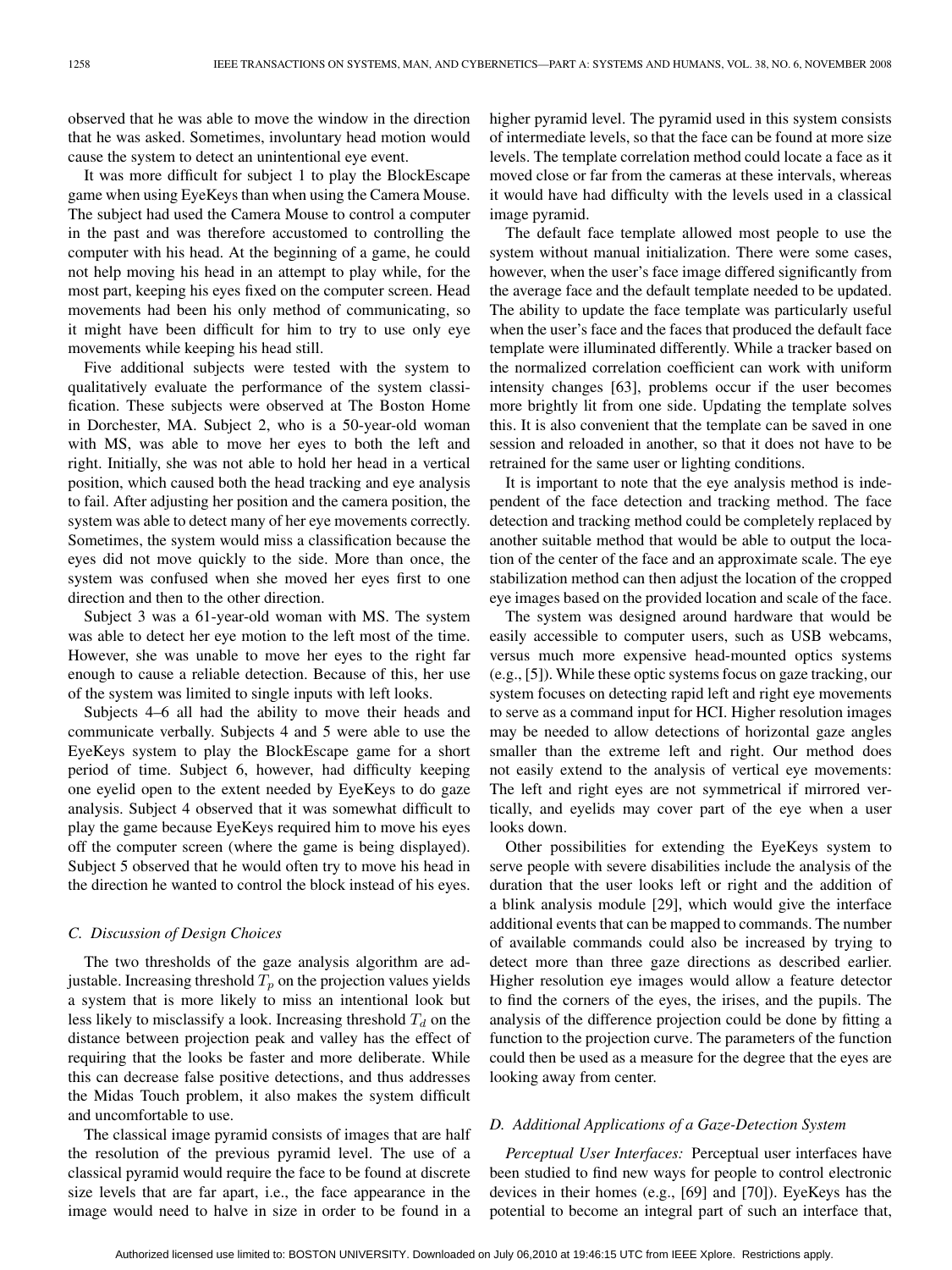observed that he was able to move the window in the direction that he was asked. Sometimes, involuntary head motion would cause the system to detect an unintentional eye event.

It was more difficult for subject 1 to play the BlockEscape game when using EyeKeys than when using the Camera Mouse. The subject had used the Camera Mouse to control a computer in the past and was therefore accustomed to controlling the computer with his head. At the beginning of a game, he could not help moving his head in an attempt to play while, for the most part, keeping his eyes fixed on the computer screen. Head movements had been his only method of communicating, so it might have been difficult for him to try to use only eye movements while keeping his head still.

Five additional subjects were tested with the system to qualitatively evaluate the performance of the system classification. These subjects were observed at The Boston Home in Dorchester, MA. Subject 2, who is a 50-year-old woman with MS, was able to move her eyes to both the left and right. Initially, she was not able to hold her head in a vertical position, which caused both the head tracking and eye analysis to fail. After adjusting her position and the camera position, the system was able to detect many of her eye movements correctly. Sometimes, the system would miss a classification because the eyes did not move quickly to the side. More than once, the system was confused when she moved her eyes first to one direction and then to the other direction.

Subject 3 was a 61-year-old woman with MS. The system was able to detect her eye motion to the left most of the time. However, she was unable to move her eyes to the right far enough to cause a reliable detection. Because of this, her use of the system was limited to single inputs with left looks.

Subjects 4–6 all had the ability to move their heads and communicate verbally. Subjects 4 and 5 were able to use the EyeKeys system to play the BlockEscape game for a short period of time. Subject 6, however, had difficulty keeping one eyelid open to the extent needed by EyeKeys to do gaze analysis. Subject 4 observed that it was somewhat difficult to play the game because EyeKeys required him to move his eyes off the computer screen (where the game is being displayed). Subject 5 observed that he would often try to move his head in the direction he wanted to control the block instead of his eyes.

### *C. Discussion of Design Choices*

The two thresholds of the gaze analysis algorithm are adjustable. Increasing threshold $T_p$ on the projection values yields a system that is more likely to miss an intentional look but less likely to misclassify a look. Increasing threshold $T_d$ on the distance between projection peak and valley has the effect of requiring that the looks be faster and more deliberate. While this can decrease false positive detections, and thus addresses the Midas Touch problem, it also makes the system difficult and uncomfortable to use.

The classical image pyramid consists of images that are half the resolution of the previous pyramid level. The use of a classical pyramid would require the face to be found at discrete size levels that are far apart, i.e., the face appearance in the image would need to halve in size in order to be found in a higher pyramid level. The pyramid used in this system consists of intermediate levels, so that the face can be found at more size levels. The template correlation method could locate a face as it moved close or far from the cameras at these intervals, whereas it would have had difficulty with the levels used in a classical image pyramid.

The default face template allowed most people to use the system without manual initialization. There were some cases, however, when the user's face image differed significantly from the average face and the default template needed to be updated. The ability to update the face template was particularly useful when the user's face and the faces that produced the default face template were illuminated differently. While a tracker based on the normalized correlation coefficient can work with uniform intensity changes [63], problems occur if the user becomes more brightly lit from one side. Updating the template solves this. It is also convenient that the template can be saved in one session and reloaded in another, so that it does not have to be retrained for the same user or lighting conditions.

It is important to note that the eye analysis method is independent of the face detection and tracking method. The face detection and tracking method could be completely replaced by another suitable method that would be able to output the location of the center of the face and an approximate scale. The eye stabilization method can then adjust the location of the cropped eye images based on the provided location and scale of the face.

The system was designed around hardware that would be easily accessible to computer users, such as USB webcams, versus much more expensive head-mounted optics systems (e.g., [5]). While these optic systems focus on gaze tracking, our system focuses on detecting rapid left and right eye movements to serve as a command input for HCI. Higher resolution images may be needed to allow detections of horizontal gaze angles smaller than the extreme left and right. Our method does not easily extend to the analysis of vertical eye movements: The left and right eyes are not symmetrical if mirrored vertically, and eyelids may cover part of the eye when a user looks down.

Other possibilities for extending the EyeKeys system to serve people with severe disabilities include the analysis of the duration that the user looks left or right and the addition of a blink analysis module [29], which would give the interface additional events that can be mapped to commands. The number of available commands could also be increased by trying to detect more than three gaze directions as described earlier. Higher resolution eye images would allow a feature detector to find the corners of the eyes, the irises, and the pupils. The analysis of the difference projection could be done by fitting a function to the projection curve. The parameters of the function could then be used as a measure for the degree that the eyes are looking away from center.

### *D. Additional Applications of a Gaze-Detection System*

*Perceptual User Interfaces:* Perceptual user interfaces have been studied to find new ways for people to control electronic devices in their homes (e.g., [69] and [70]). EyeKeys has the potential to become an integral part of such an interface that,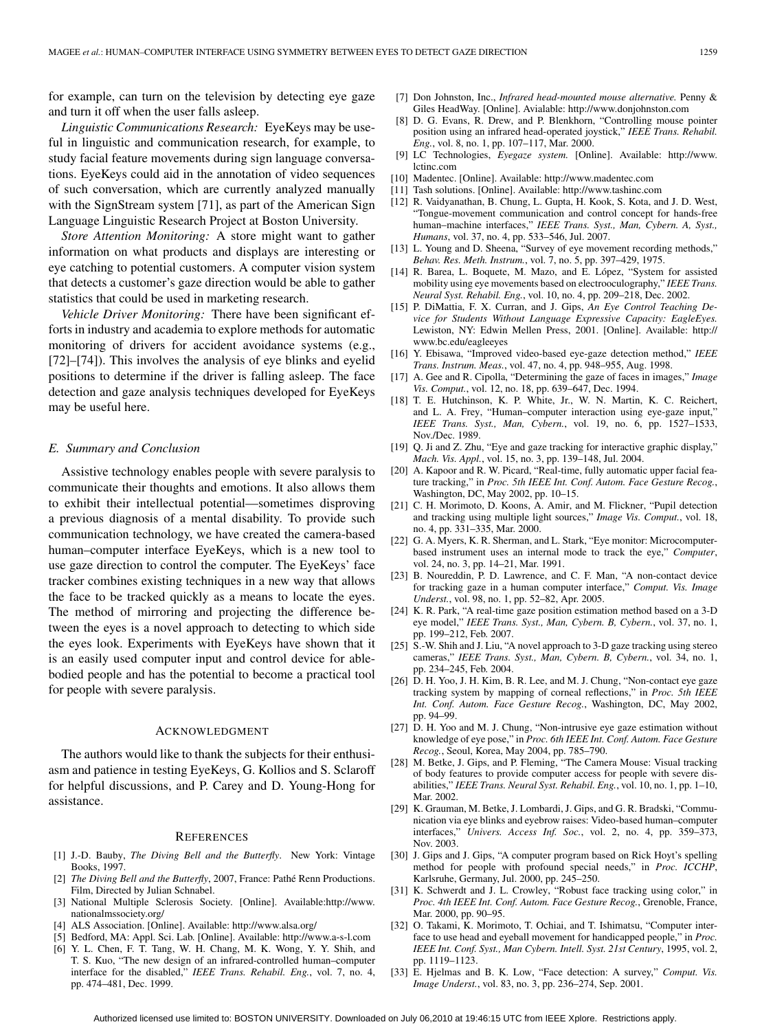for example, can turn on the television by detecting eye gaze and turn it off when the user falls asleep.

*Linguistic Communications Research:* EyeKeys may be useful in linguistic and communication research, for example, to study facial feature movements during sign language conversations. EyeKeys could aid in the annotation of video sequences of such conversation, which are currently analyzed manually with the SignStream system [71], as part of the American Sign Language Linguistic Research Project at Boston University.

*Store Attention Monitoring:* A store might want to gather information on what products and displays are interesting or eye catching to potential customers. A computer vision system that detects a customer's gaze direction would be able to gather statistics that could be used in marketing research.

*Vehicle Driver Monitoring:* There have been significant efforts in industry and academia to explore methods for automatic monitoring of drivers for accident avoidance systems (e.g., [72]–[74]). This involves the analysis of eye blinks and eyelid positions to determine if the driver is falling asleep. The face detection and gaze analysis techniques developed for EyeKeys may be useful here.

### *E. Summary and Conclusion*

Assistive technology enables people with severe paralysis to communicate their thoughts and emotions. It also allows them to exhibit their intellectual potential—sometimes disproving a previous diagnosis of a mental disability. To provide such communication technology, we have created the camera-based human–computer interface EyeKeys, which is a new tool to use gaze direction to control the computer. The EyeKeys' face tracker combines existing techniques in a new way that allows the face to be tracked quickly as a means to locate the eyes. The method of mirroring and projecting the difference between the eyes is a novel approach to detecting to which side the eyes look. Experiments with EyeKeys have shown that it is an easily used computer input and control device for able-bodied people and has the potential to become a practical tool for people with severe paralysis.

## ACKNOWLEDGMENT

The authors would like to thank the subjects for their enthusiasm and patience in testing EyeKeys, G. Kollios and S. Sclaroff for helpful discussions, and P. Carey and D. Young-Hong for assistance.

## REFERENCES

[1] J.-D. Bauby, *The Diving Bell and the Butterfly*. New York: Vintage Books, 1997.

[2] *The Diving Bell and the Butterfly*, 2007, France: Pathé Renn Productions. Film, Directed by Julian Schnabel.

[3] National Multiple Sclerosis Society. [Online]. Available:http://www.nationalmssociety.org/

[4] ALS Association. [Online]. Available: http://www.alsa.org/

[5] Bedford, MA: Appl. Sci. Lab. [Online]. Available: http://www.a-s-l.com

[6] Y. L. Chen, F. T. Tang, W. H. Chang, M. K. Wong, Y. Y. Shih, and T. S. Kuo, "The new design of an infrared-controlled human–computer interface for the disabled," *IEEE Trans. Rehabil. Eng.*, vol. 7, no. 4, pp. 474–481, Dec. 1999.

[7] Don Johnston, Inc., *Infrared head-mounted mouse alternative.* Penny & Giles HeadWay. [Online]. Avialable: http://www.donjohnston.com

[8] D. G. Evans, R. Drew, and P. Blenkhorn, "Controlling mouse pointer position using an infrared head-operated joystick," *IEEE Trans. Rehabil. Eng.*, vol. 8, no. 1, pp. 107–117, Mar. 2000.

[9] LC Technologies, *Eyegaze system.* [Online]. Available: http://www.lctinc.com

[10] Madentec. [Online]. Available: http://www.madentec.com

[11] Tash solutions. [Online]. Available: http://www.tashinc.com

[12] R. Vaidyanathan, B. Chung, L. Gupta, H. Kook, S. Kota, and J. D. West, "Tongue-movement communication and control concept for hands-free human–machine interfaces," *IEEE Trans. Syst., Man, Cybern. A, Syst., Humans*, vol. 37, no. 4, pp. 533–546, Jul. 2007.

[13] L. Young and D. Sheena, "Survey of eye movement recording methods," *Behav. Res. Meth. Instrum.*, vol. 7, no. 5, pp. 397–429, 1975.

[14] R. Barea, L. Boquete, M. Mazo, and E. López, "System for assisted mobility using eye movements based on electrooculography," *IEEE Trans. Neural Syst. Rehabil. Eng.*, vol. 10, no. 4, pp. 209–218, Dec. 2002.

[15] P. DiMattia, F. X. Curran, and J. Gips, *An Eye Control Teaching Device for Students Without Language Expressive Capacity: EagleEyes.* Lewiston, NY: Edwin Mellen Press, 2001. [Online]. Available: http://www.bc.edu/eagleeyes

[16] Y. Ebisawa, "Improved video-based eye-gaze detection method," *IEEE Trans. Instrum. Meas.*, vol. 47, no. 4, pp. 948–955, Aug. 1998.

[17] A. Gee and R. Cipolla, "Determining the gaze of faces in images," *Image Vis. Comput.*, vol. 12, no. 18, pp. 639–647, Dec. 1994.

[18] T. E. Hutchinson, K. P. White, Jr., W. N. Martin, K. C. Reichert, and L. A. Frey, "Human–computer interaction using eye-gaze input," *IEEE Trans. Syst., Man, Cybern.*, vol. 19, no. 6, pp. 1527–1533, Nov./Dec. 1989.

[19] Q. Ji and Z. Zhu, "Eye and gaze tracking for interactive graphic display," *Mach. Vis. Appl.*, vol. 15, no. 3, pp. 139–148, Jul. 2004.

[20] A. Kapoor and R. W. Picard, "Real-time, fully automatic upper facial feature tracking," in *Proc. 5th IEEE Int. Conf. Autom. Face Gesture Recog.*, Washington, DC, May 2002, pp. 10–15.

[21] C. H. Morimoto, D. Koons, A. Amir, and M. Flickner, "Pupil detection and tracking using multiple light sources," *Image Vis. Comput.*, vol. 18, no. 4, pp. 331–335, Mar. 2000.

[22] G. A. Myers, K. R. Sherman, and L. Stark, "Eye monitor: Microcomputer-based instrument uses an internal mode to track the eye," *Computer*, vol. 24, no. 3, pp. 14–21, Mar. 1991.

[23] B. Noureddin, P. D. Lawrence, and C. F. Man, "A non-contact device for tracking gaze in a human computer interface," *Comput. Vis. Image Underst.*, vol. 98, no. 1, pp. 52–82, Apr. 2005.

[24] K. R. Park, "A real-time gaze position estimation method based on a 3-D eye model," *IEEE Trans. Syst., Man, Cybern. B, Cybern.*, vol. 37, no. 1, pp. 199–212, Feb. 2007.

[25] S.-W. Shih and J. Liu, "A novel approach to 3-D gaze tracking using stereo cameras," *IEEE Trans. Syst., Man, Cybern. B, Cybern.*, vol. 34, no. 1, pp. 234–245, Feb. 2004.

[26] D. H. Yoo, J. H. Kim, B. R. Lee, and M. J. Chung, "Non-contact eye gaze tracking system by mapping of corneal reflections," in *Proc. 5th IEEE Int. Conf. Autom. Face Gesture Recog.*, Washington, DC, May 2002, pp. 94–99.

[27] D. H. Yoo and M. J. Chung, "Non-intrusive eye gaze estimation without knowledge of eye pose," in *Proc. 6th IEEE Int. Conf. Autom. Face Gesture Recog.*, Seoul, Korea, May 2004, pp. 785–790.

[28] M. Betke, J. Gips, and P. Fleming, "The Camera Mouse: Visual tracking of body features to provide computer access for people with severe disabilities," *IEEE Trans. Neural Syst. Rehabil. Eng.*, vol. 10, no. 1, pp. 1–10, Mar. 2002.

[29] K. Grauman, M. Betke, J. Lombardi, J. Gips, and G. R. Bradski, "Communication via eye blinks and eyebrow raises: Video-based human–computer interfaces," *Univers. Access Inf. Soc.*, vol. 2, no. 4, pp. 359–373, Nov. 2003.

[30] J. Gips and J. Gips, "A computer program based on Rick Hoyt's spelling method for people with profound special needs," in *Proc. ICCHP*, Karlsruhe, Germany, Jul. 2000, pp. 245–250.

[31] K. Schwerdt and J. L. Crowley, "Robust face tracking using color," in *Proc. 4th IEEE Int. Conf. Autom. Face Gesture Recog.*, Grenoble, France, Mar. 2000, pp. 90–95.

[32] O. Takami, K. Morimoto, T. Ochiai, and T. Ishimatsu, "Computer interface to use head and eyeball movement for handicapped people," in *Proc. IEEE Int. Conf. Syst., Man Cybern. Intell. Syst. 21st Century*, 1995, vol. 2, pp. 1119–1123.

[33] E. Hjelmas and B. K. Low, "Face detection: A survey," *Comput. Vis. Image Underst.*, vol. 83, no. 3, pp. 236–274, Sep. 2001.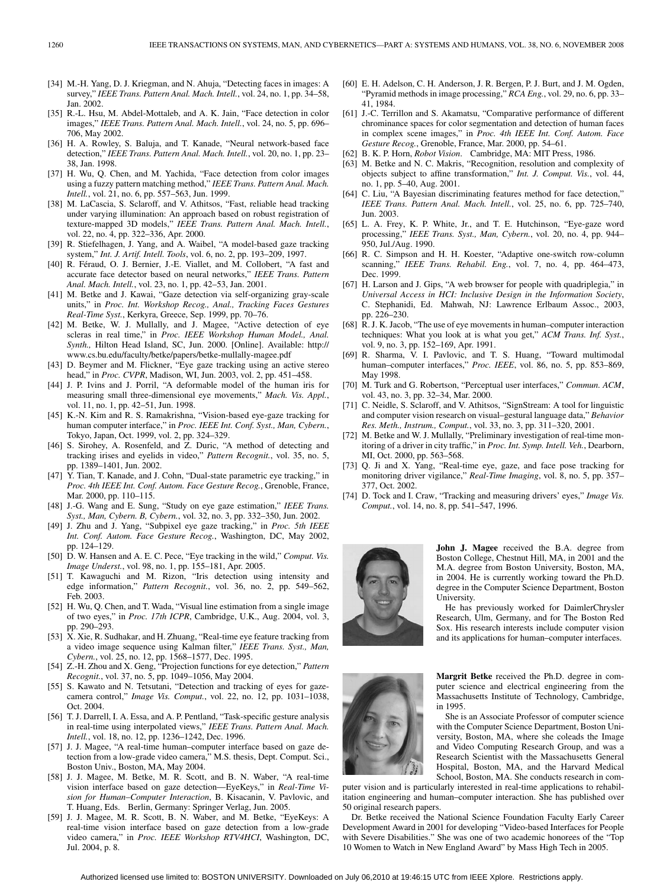[34] M.-H. Yang, D. J. Kriegman, and N. Ahuja, "Detecting faces in images: A survey," *IEEE Trans. Pattern Anal. Mach. Intell.*, vol. 24, no. 1, pp. 34–58, Jan. 2002.

[35] R.-L. Hsu, M. Abdel-Mottaleb, and A. K. Jain, "Face detection in color images," *IEEE Trans. Pattern Anal. Mach. Intell.*, vol. 24, no. 5, pp. 696–706, May 2002.

[36] H. A. Rowley, S. Baluja, and T. Kanade, "Neural network-based face detection," *IEEE Trans. Pattern Anal. Mach. Intell.*, vol. 20, no. 1, pp. 23–38, Jan. 1998.

[37] H. Wu, Q. Chen, and M. Yachida, "Face detection from color images using a fuzzy pattern matching method," *IEEE Trans. Pattern Anal. Mach. Intell.*, vol. 21, no. 6, pp. 557–563, Jun. 1999.

[38] M. LaCascia, S. Sclaroff, and V. Athitsos, "Fast, reliable head tracking under varying illumination: An approach based on robust registration of texture-mapped 3D models," *IEEE Trans. Pattern Anal. Mach. Intell.*, vol. 22, no. 4, pp. 322–336, Apr. 2000.

[39] R. Stiefelhagen, J. Yang, and A. Waibel, "A model-based gaze tracking system," *Int. J. Artif. Intell. Tools*, vol. 6, no. 2, pp. 193–209, 1997.

[40] R. Féraud, O. J. Bernier, J.-E. Viallet, and M. Collobert, "A fast and accurate face detector based on neural networks," *IEEE Trans. Pattern Anal. Mach. Intell.*, vol. 23, no. 1, pp. 42–53, Jan. 2001.

[41] M. Betke and J. Kawai, "Gaze detection via self-organizing gray-scale units," in *Proc. Int. Workshop Recog., Anal., Tracking Faces Gestures Real-Time Syst.*, Kerkyra, Greece, Sep. 1999, pp. 70–76.

[42] M. Betke, W. J. Mullally, and J. Magee, "Active detection of eye scleras in real time," in *Proc. IEEE Workshop Human Model., Anal. Synth.,* Hilton Head Island, SC, Jun. 2000. [Online]. Available: http://www.cs.bu.edu/faculty/betke/papers/betke-mullally-magee.pdf

[43] D. Beymer and M. Flickner, "Eye gaze tracking using an active stereo head," in *Proc. CVPR*, Madison, WI, Jun. 2003, vol. 2, pp. 451–458.

[44] J. P. Ivins and J. Porril, "A deformable model of the human iris for measuring small three-dimensional eye movements," *Mach. Vis. Appl.*, vol. 11, no. 1, pp. 42–51, Jun. 1998.

[45] K.-N. Kim and R. S. Ramakrishna, "Vision-based eye-gaze tracking for human computer interface," in *Proc. IEEE Int. Conf. Syst., Man, Cybern.*, Tokyo, Japan, Oct. 1999, vol. 2, pp. 324–329.

[46] S. Sirohey, A. Rosenfeld, and Z. Duric, "A method of detecting and tracking irises and eyelids in video," *Pattern Recognit.*, vol. 35, no. 5, pp. 1389–1401, Jun. 2002.

[47] Y. Tian, T. Kanade, and J. Cohn, "Dual-state parametric eye tracking," in *Proc. 4th IEEE Int. Conf. Autom. Face Gesture Recog.*, Grenoble, France, Mar. 2000, pp. 110–115.

[48] J.-G. Wang and E. Sung, "Study on eye gaze estimation," *IEEE Trans. Syst., Man, Cybern. B, Cybern.*, vol. 32, no. 3, pp. 332–350, Jun. 2002.

[49] J. Zhu and J. Yang, "Subpixel eye gaze tracking," in *Proc. 5th IEEE Int. Conf. Autom. Face Gesture Recog.*, Washington, DC, May 2002, pp. 124–129.

[50] D. W. Hansen and A. E. C. Pece, "Eye tracking in the wild," *Comput. Vis. Image Underst.*, vol. 98, no. 1, pp. 155–181, Apr. 2005.

[51] T. Kawaguchi and M. Rizon, "Iris detection using intensity and edge information," *Pattern Recognit.*, vol. 36, no. 2, pp. 549–562, Feb. 2003.

[52] H. Wu, Q. Chen, and T. Wada, "Visual line estimation from a single image of two eyes," in *Proc. 17th ICPR*, Cambridge, U.K., Aug. 2004, vol. 3, pp. 290–293.

[53] X. Xie, R. Sudhakar, and H. Zhuang, "Real-time eye feature tracking from a video image sequence using Kalman filter," *IEEE Trans. Syst., Man, Cybern.*, vol. 25, no. 12, pp. 1568–1577, Dec. 1995.

[54] Z.-H. Zhou and X. Geng, "Projection functions for eye detection," *Pattern Recognit.*, vol. 37, no. 5, pp. 1049–1056, May 2004.

[55] S. Kawato and N. Tetsutani, "Detection and tracking of eyes for gaze-camera control," *Image Vis. Comput.*, vol. 22, no. 12, pp. 1031–1038, Oct. 2004.

[56] T. J. Darrell, I. A. Essa, and A. P. Pentland, "Task-specific gesture analysis in real-time using interpolated views," *IEEE Trans. Pattern Anal. Mach. Intell.*, vol. 18, no. 12, pp. 1236–1242, Dec. 1996.

[57] J. J. Magee, "A real-time human–computer interface based on gaze detection from a low-grade video camera," M.S. thesis, Dept. Comput. Sci., Boston Univ., Boston, MA, May 2004.

[58] J. J. Magee, M. Betke, M. R. Scott, and B. N. Waber, "A real-time vision interface based on gaze detection—EyeKeys," in *Real-Time Vision for Human–Computer Interaction*, B. Kisacanin, V. Pavlovic, and T. Huang, Eds. Berlin, Germany: Springer Verlag, Jun. 2005.

[59] J. J. Magee, M. R. Scott, B. N. Waber, and M. Betke, "EyeKeys: A real-time vision interface based on gaze detection from a low-grade video camera," in *Proc. IEEE Workshop RTV4HCI*, Washington, DC, Jul. 2004, p. 8.

[60] E. H. Adelson, C. H. Anderson, J. R. Bergen, P. J. Burt, and J. M. Ogden, "Pyramid methods in image processing," *RCA Eng.*, vol. 29, no. 6, pp. 33–41, 1984.

[61] J.-C. Terrillon and S. Akamatsu, "Comparative performance of different chrominance spaces for color segmentation and detection of human faces in complex scene images," in *Proc. 4th IEEE Int. Conf. Autom. Face Gesture Recog.*, Grenoble, France, Mar. 2000, pp. 54–61.

[62] B. K. P. Horn, *Robot Vision*. Cambridge, MA: MIT Press, 1986.

[63] M. Betke and N. C. Makris, "Recognition, resolution and complexity of objects subject to affine transformation," *Int. J. Comput. Vis.*, vol. 44, no. 1, pp. 5–40, Aug. 2001.

[64] C. Liu, "A Bayesian discriminating features method for face detection," *IEEE Trans. Pattern Anal. Mach. Intell.*, vol. 25, no. 6, pp. 725–740, Jun. 2003.

[65] L. A. Frey, K. P. White, Jr., and T. E. Hutchinson, "Eye-gaze word processing," *IEEE Trans. Syst., Man, Cybern.*, vol. 20, no. 4, pp. 944–950, Jul./Aug. 1990.

[66] R. C. Simpson and H. H. Koester, "Adaptive one-switch row-column scanning," *IEEE Trans. Rehabil. Eng.*, vol. 7, no. 4, pp. 464–473, Dec. 1999.

[67] H. Larson and J. Gips, "A web browser for people with quadriplegia," in *Universal Access in HCI: Inclusive Design in the Information Society*, C. Stephanidi, Ed. Mahwah, NJ: Lawrence Erlbaum Assoc., 2003, pp. 226–230.

[68] R. J. K. Jacob, "The use of eye movements in human–computer interaction techniques: What you look at is what you get," *ACM Trans. Inf. Syst.*, vol. 9, no. 3, pp. 152–169, Apr. 1991.

[69] R. Sharma, V. I. Pavlovic, and T. S. Huang, "Toward multimodal human–computer interfaces," *Proc. IEEE*, vol. 86, no. 5, pp. 853–869, May 1998.

[70] M. Turk and G. Robertson, "Perceptual user interfaces," *Commun. ACM*, vol. 43, no. 3, pp. 32–34, Mar. 2000.

[71] C. Neidle, S. Sclaroff, and V. Athitsos, "SignStream: A tool for linguistic and computer vision research on visual–gestural language data," *Behavior Res. Meth., Instrum., Comput.*, vol. 33, no. 3, pp. 311–320, 2001.

[72] M. Betke and W. J. Mullally, "Preliminary investigation of real-time monitoring of a driver in city traffic," in *Proc. Int. Symp. Intell. Veh.*, Dearborn, MI, Oct. 2000, pp. 563–568.

[73] Q. Ji and X. Yang, "Real-time eye, gaze, and face pose tracking for monitoring driver vigilance," *Real-Time Imaging*, vol. 8, no. 5, pp. 357–377, Oct. 2002.

[74] D. Tock and I. Craw, "Tracking and measuring drivers' eyes," *Image Vis. Comput.*, vol. 14, no. 8, pp. 541–547, 1996.

**John J. Magee** received the B.A. degree from Boston College, Chestnut Hill, MA, in 2001 and the M.A. degree from Boston University, Boston, MA, in 2004. He is currently working toward the Ph.D. degree in the Computer Science Department, Boston University.

He has previously worked for DaimlerChrysler Research, Ulm, Germany, and for The Boston Red Sox. His research interests include computer vision and its applications for human–computer interfaces.

**Margrit Betke** received the Ph.D. degree in computer science and electrical engineering from the Massachusetts Institute of Technology, Cambridge, in 1995.

She is an Associate Professor of computer science with the Computer Science Department, Boston University, Boston, MA, where she coleads the Image and Video Computing Research Group, and was a Research Scientist with the Massachusetts General Hospital, Boston, MA, and the Harvard Medical School, Boston, MA. She conducts research in computer vision and is particularly interested in real-time applications to rehabilitation engineering and human–computer interaction. She has published over 50 original research papers.

Dr. Betke received the National Science Foundation Faculty Early Career Development Award in 2001 for developing "Video-based Interfaces for People with Severe Disabilities." She was one of two academic honorees of the "Top 10 Women to Watch in New England Award" by Mass High Tech in 2005.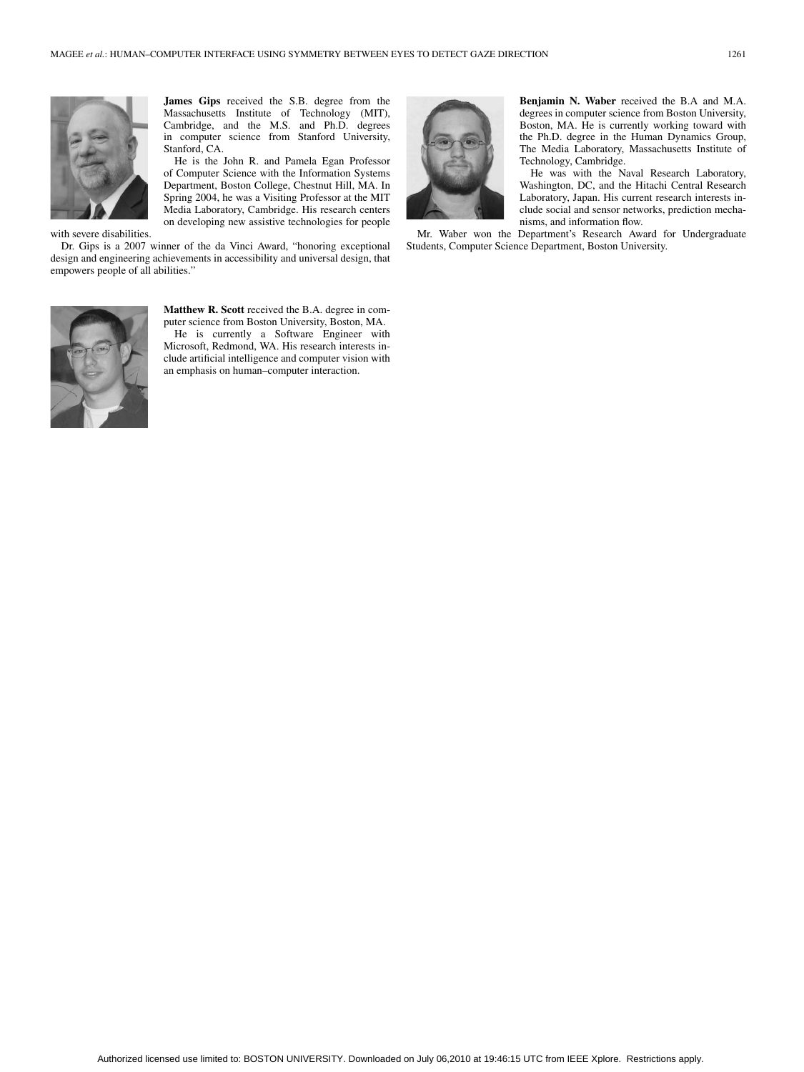**James Gips** received the S.B. degree from the Massachusetts Institute of Technology (MIT), Cambridge, and the M.S. and Ph.D. degrees in computer science from Stanford University, Stanford, CA.

He is the John R. and Pamela Egan Professor of Computer Science with the Information Systems Department, Boston College, Chestnut Hill, MA. In Spring 2004, he was a Visiting Professor at the MIT Media Laboratory, Cambridge. His research centers on developing new assistive technologies for people with severe disabilities.

Dr. Gips is a 2007 winner of the da Vinci Award, "honoring exceptional design and engineering achievements in accessibility and universal design, that empowers people of all abilities."

**Matthew R. Scott** received the B.A. degree in computer science from Boston University, Boston, MA.

He is currently a Software Engineer with Microsoft, Redmond, WA. His research interests include artificial intelligence and computer vision with an emphasis on human–computer interaction.

**Benjamin N. Waber** received the B.A and M.A. degrees in computer science from Boston University, Boston, MA. He is currently working toward with the Ph.D. degree in the Human Dynamics Group, The Media Laboratory, Massachusetts Institute of Technology, Cambridge.

He was with the Naval Research Laboratory, Washington, DC, and the Hitachi Central Research Laboratory, Japan. His current research interests include social and sensor networks, prediction mechanisms, and information flow.

Mr. Waber won the Department's Research Award for Undergraduate Students, Computer Science Department, Boston University.